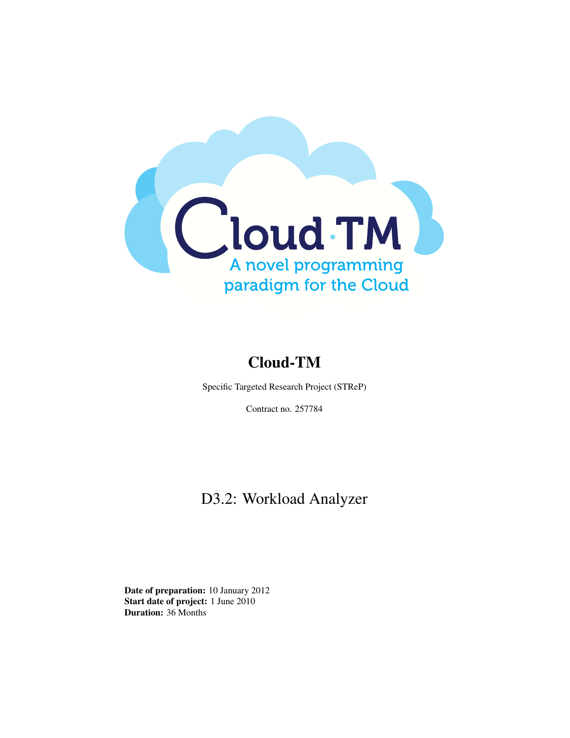# Cloud-TM

Specific Targeted Research Project (STReP)

Contract no. 257784

## D3.2: Workload Analyzer

**Date of preparation:** 10 January 2012
**Start date of project:** 1 June 2010
**Duration:** 36 Months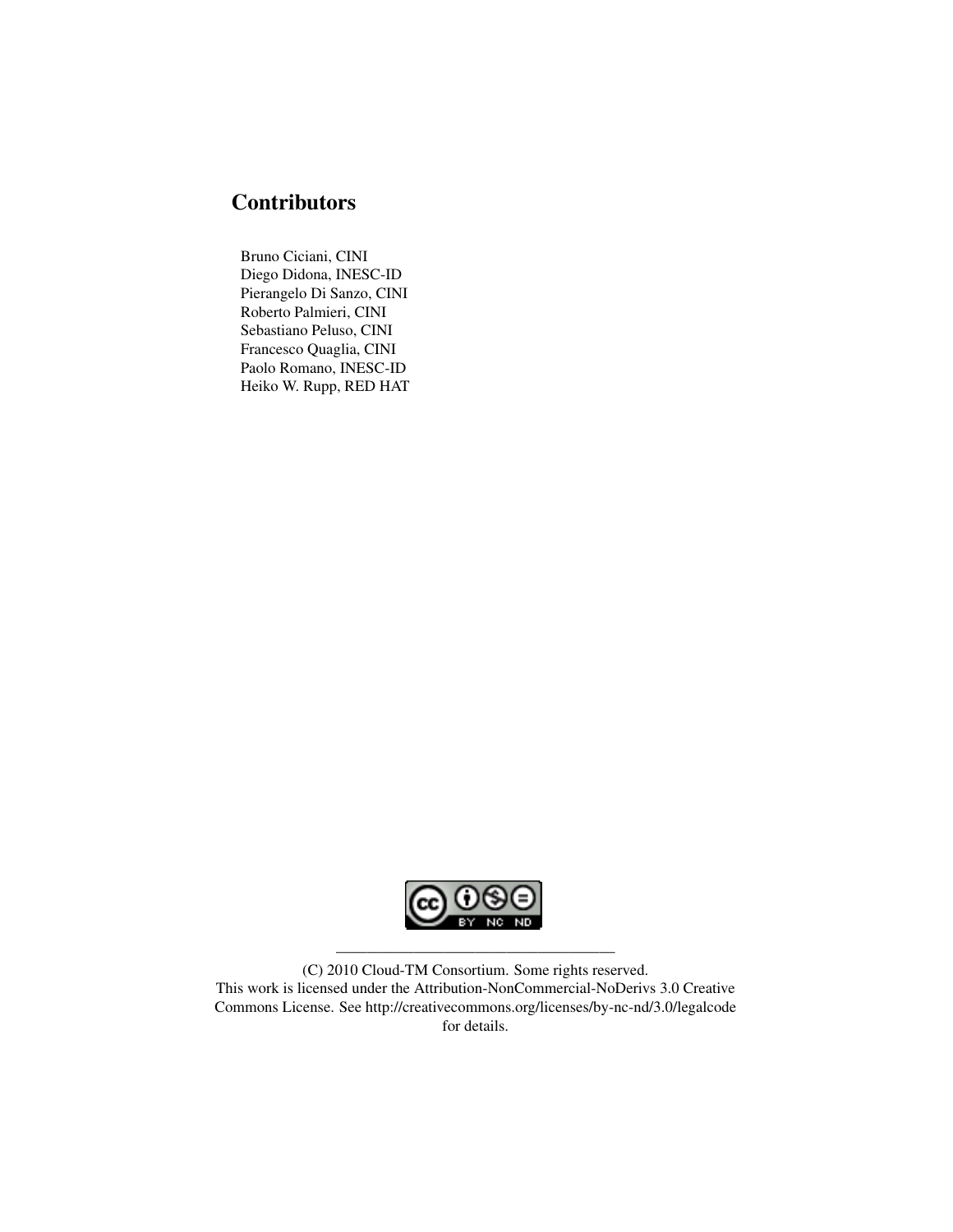# Contributors

Bruno Ciciani, CINI
Diego Didona, INESC-ID
Pierangelo Di Sanzo, CINI
Roberto Palmieri, CINI
Sebastiano Peluso, CINI
Francesco Quaglia, CINI
Paolo Romano, INESC-ID
Heiko W. Rupp, RED HAT

---

(C) 2010 Cloud-TM Consortium. Some rights reserved.
This work is licensed under the Attribution-NonCommercial-NoDerivs 3.0 Creative Commons License. See http://creativecommons.org/licenses/by-nc-nd/3.0/legalcode for details.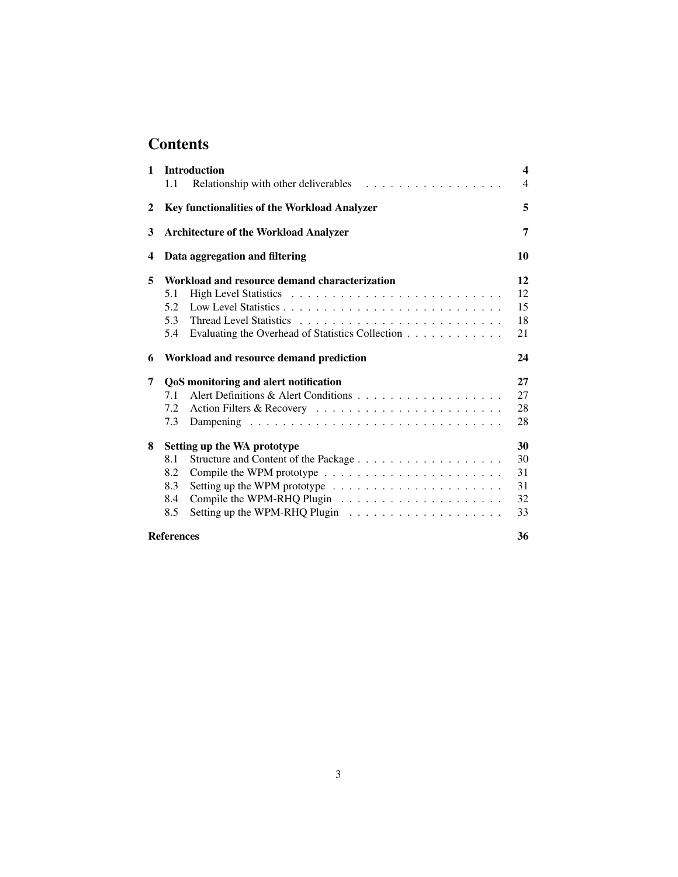# Contents

| | | |
|---|---|---|
| **1** | **Introduction** | **4** |
| | 1.1 Relationship with other deliverables | 4 |
| **2** | **Key functionalities of the Workload Analyzer** | **5** |
| **3** | **Architecture of the Workload Analyzer** | **7** |
| **4** | **Data aggregation and filtering** | **10** |
| **5** | **Workload and resource demand characterization** | **12** |
| | 5.1 High Level Statistics | 12 |
| | 5.2 Low Level Statistics | 15 |
| | 5.3 Thread Level Statistics | 18 |
| | 5.4 Evaluating the Overhead of Statistics Collection | 21 |
| **6** | **Workload and resource demand prediction** | **24** |
| **7** | **QoS monitoring and alert notification** | **27** |
| | 7.1 Alert Definitions & Alert Conditions | 27 |
| | 7.2 Action Filters & Recovery | 28 |
| | 7.3 Dampening | 28 |
| **8** | **Setting up the WA prototype** | **30** |
| | 8.1 Structure and Content of the Package | 30 |
| | 8.2 Compile the WPM prototype | 31 |
| | 8.3 Setting up the WPM prototype | 31 |
| | 8.4 Compile the WPM-RHQ Plugin | 32 |
| | 8.5 Setting up the WPM-RHQ Plugin | 33 |
| | **References** | **36** |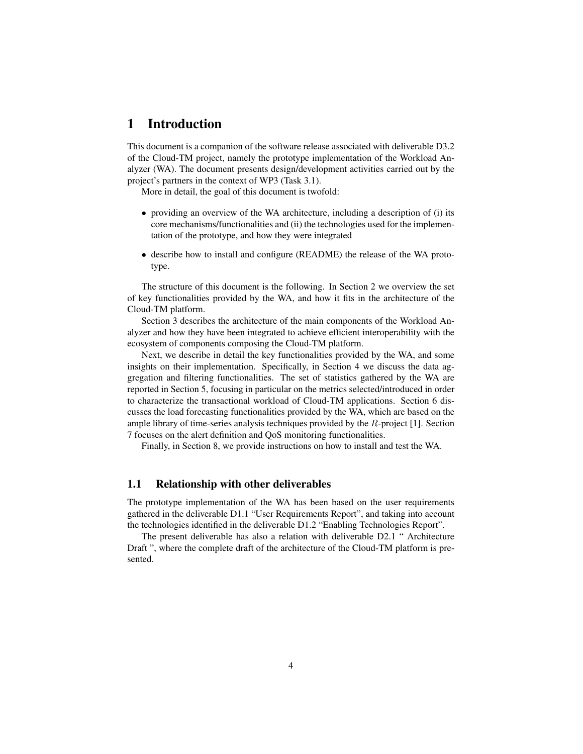# 1 Introduction

This document is a companion of the software release associated with deliverable D3.2 of the Cloud-TM project, namely the prototype implementation of the Workload Analyzer (WA). The document presents design/development activities carried out by the project's partners in the context of WP3 (Task 3.1).

More in detail, the goal of this document is twofold:

- providing an overview of the WA architecture, including a description of (i) its core mechanisms/functionalities and (ii) the technologies used for the implementation of the prototype, and how they were integrated
- describe how to install and configure (README) the release of the WA prototype.

The structure of this document is the following. In Section 2 we overview the set of key functionalities provided by the WA, and how it fits in the architecture of the Cloud-TM platform.

Section 3 describes the architecture of the main components of the Workload Analyzer and how they have been integrated to achieve efficient interoperability with the ecosystem of components composing the Cloud-TM platform.

Next, we describe in detail the key functionalities provided by the WA, and some insights on their implementation. Specifically, in Section 4 we discuss the data aggregation and filtering functionalities. The set of statistics gathered by the WA are reported in Section 5, focusing in particular on the metrics selected/introduced in order to characterize the transactional workload of Cloud-TM applications. Section 6 discusses the load forecasting functionalities provided by the WA, which are based on the ample library of time-series analysis techniques provided by the $R$-project [1]. Section 7 focuses on the alert definition and QoS monitoring functionalities.

Finally, in Section 8, we provide instructions on how to install and test the WA.

## 1.1 Relationship with other deliverables

The prototype implementation of the WA has been based on the user requirements gathered in the deliverable D1.1 "User Requirements Report", and taking into account the technologies identified in the deliverable D1.2 "Enabling Technologies Report".

The present deliverable has also a relation with deliverable D2.1 " Architecture Draft ", where the complete draft of the architecture of the Cloud-TM platform is presented.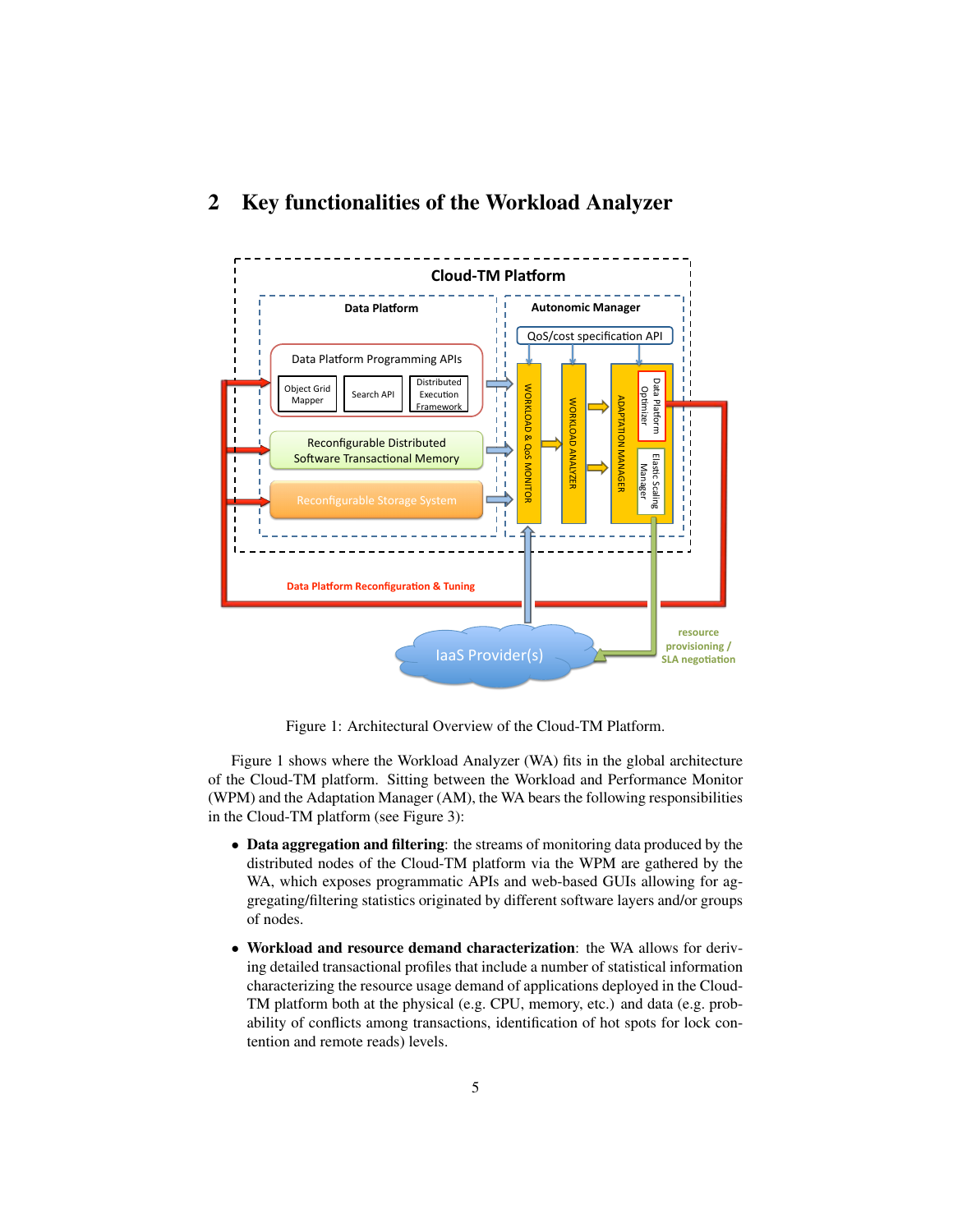## 2 Key functionalities of the Workload Analyzer

Figure 1: Architectural Overview of the Cloud-TM Platform.

Figure 1 shows where the Workload Analyzer (WA) fits in the global architecture of the Cloud-TM platform. Sitting between the Workload and Performance Monitor (WPM) and the Adaptation Manager (AM), the WA bears the following responsibilities in the Cloud-TM platform (see Figure 3):

- **Data aggregation and filtering**: the streams of monitoring data produced by the distributed nodes of the Cloud-TM platform via the WPM are gathered by the WA, which exposes programmatic APIs and web-based GUIs allowing for aggregating/filtering statistics originated by different software layers and/or groups of nodes.
- **Workload and resource demand characterization**: the WA allows for deriving detailed transactional profiles that include a number of statistical information characterizing the resource usage demand of applications deployed in the Cloud-TM platform both at the physical (e.g. CPU, memory, etc.) and data (e.g. probability of conflicts among transactions, identification of hot spots for lock contention and remote reads) levels.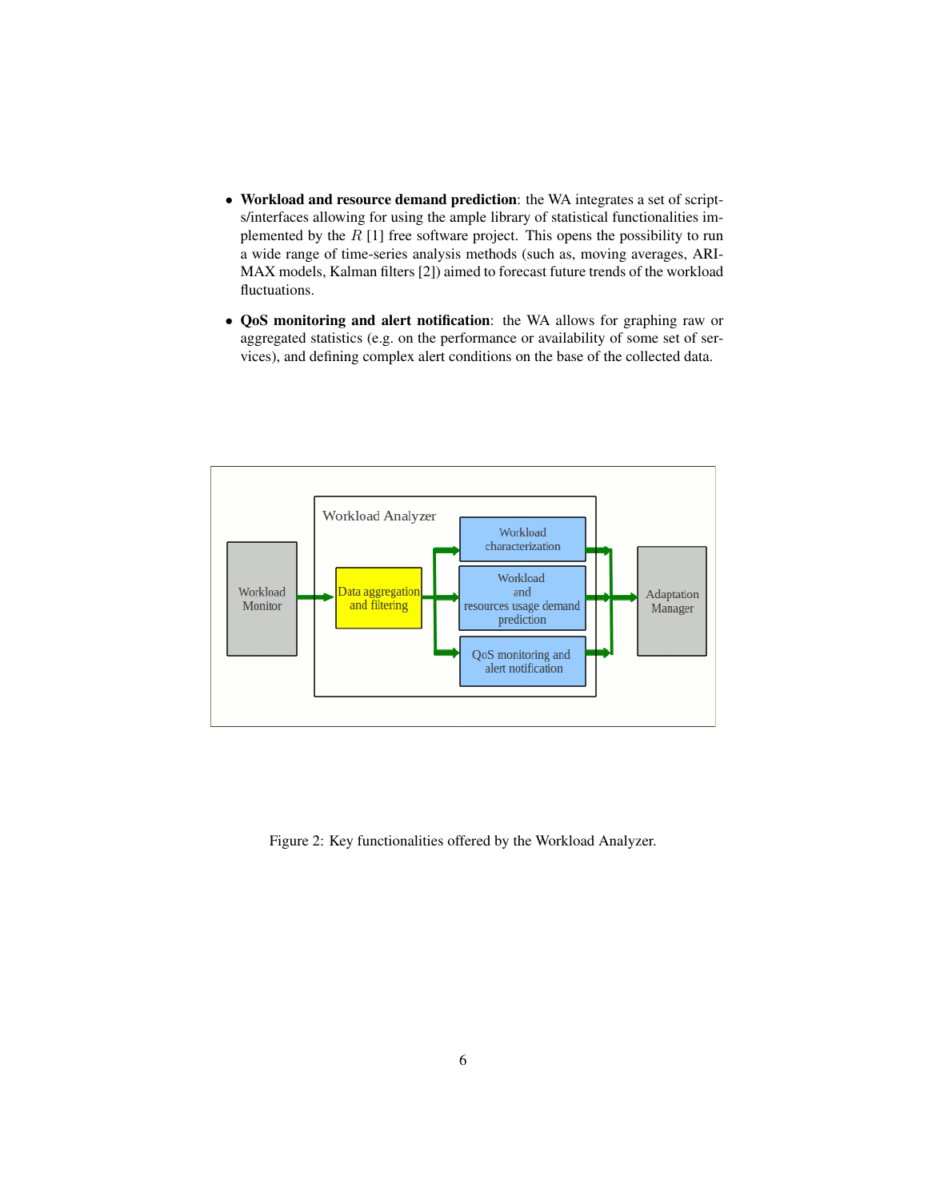- **Workload and resource demand prediction**: the WA integrates a set of scripts/interfaces allowing for using the ample library of statistical functionalities implemented by the $R$ [1] free software project. This opens the possibility to run a wide range of time-series analysis methods (such as, moving averages, ARIMAX models, Kalman filters [2]) aimed to forecast future trends of the workload fluctuations.

- **QoS monitoring and alert notification**: the WA allows for graphing raw or aggregated statistics (e.g. on the performance or availability of some set of services), and defining complex alert conditions on the base of the collected data.

Figure 2: Key functionalities offered by the Workload Analyzer.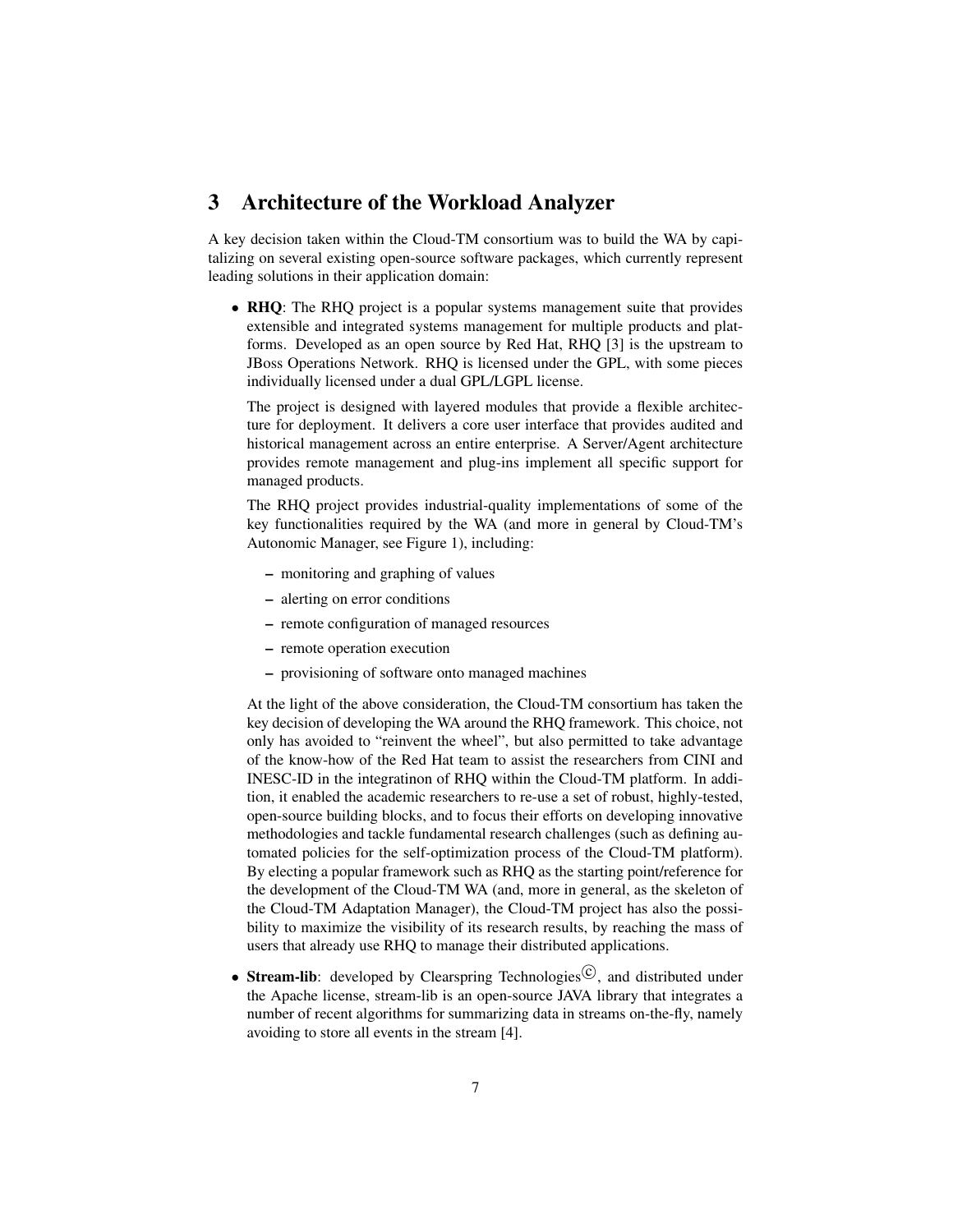# 3 Architecture of the Workload Analyzer

A key decision taken within the Cloud-TM consortium was to build the WA by capitalizing on several existing open-source software packages, which currently represent leading solutions in their application domain:

- **RHQ**: The RHQ project is a popular systems management suite that provides extensible and integrated systems management for multiple products and platforms. Developed as an open source by Red Hat, RHQ [3] is the upstream to JBoss Operations Network. RHQ is licensed under the GPL, with some pieces individually licensed under a dual GPL/LGPL license.

  The project is designed with layered modules that provide a flexible architecture for deployment. It delivers a core user interface that provides audited and historical management across an entire enterprise. A Server/Agent architecture provides remote management and plug-ins implement all specific support for managed products.

  The RHQ project provides industrial-quality implementations of some of the key functionalities required by the WA (and more in general by Cloud-TM's Autonomic Manager, see Figure 1), including:

  – monitoring and graphing of values
  
  – alerting on error conditions
  
  – remote configuration of managed resources
  
  – remote operation execution
  
  – provisioning of software onto managed machines

  At the light of the above consideration, the Cloud-TM consortium has taken the key decision of developing the WA around the RHQ framework. This choice, not only has avoided to "reinvent the wheel", but also permitted to take advantage of the know-how of the Red Hat team to assist the researchers from CINI and INESC-ID in the integratinon of RHQ within the Cloud-TM platform. In addition, it enabled the academic researchers to re-use a set of robust, highly-tested, open-source building blocks, and to focus their efforts on developing innovative methodologies and tackle fundamental research challenges (such as defining automated policies for the self-optimization process of the Cloud-TM platform). By electing a popular framework such as RHQ as the starting point/reference for the development of the Cloud-TM WA (and, more in general, as the skeleton of the Cloud-TM Adaptation Manager), the Cloud-TM project has also the possibility to maximize the visibility of its research results, by reaching the mass of users that already use RHQ to manage their distributed applications.

- **Stream-lib**: developed by Clearspring Technologies©, and distributed under the Apache license, stream-lib is an open-source JAVA library that integrates a number of recent algorithms for summarizing data in streams on-the-fly, namely avoiding to store all events in the stream [4].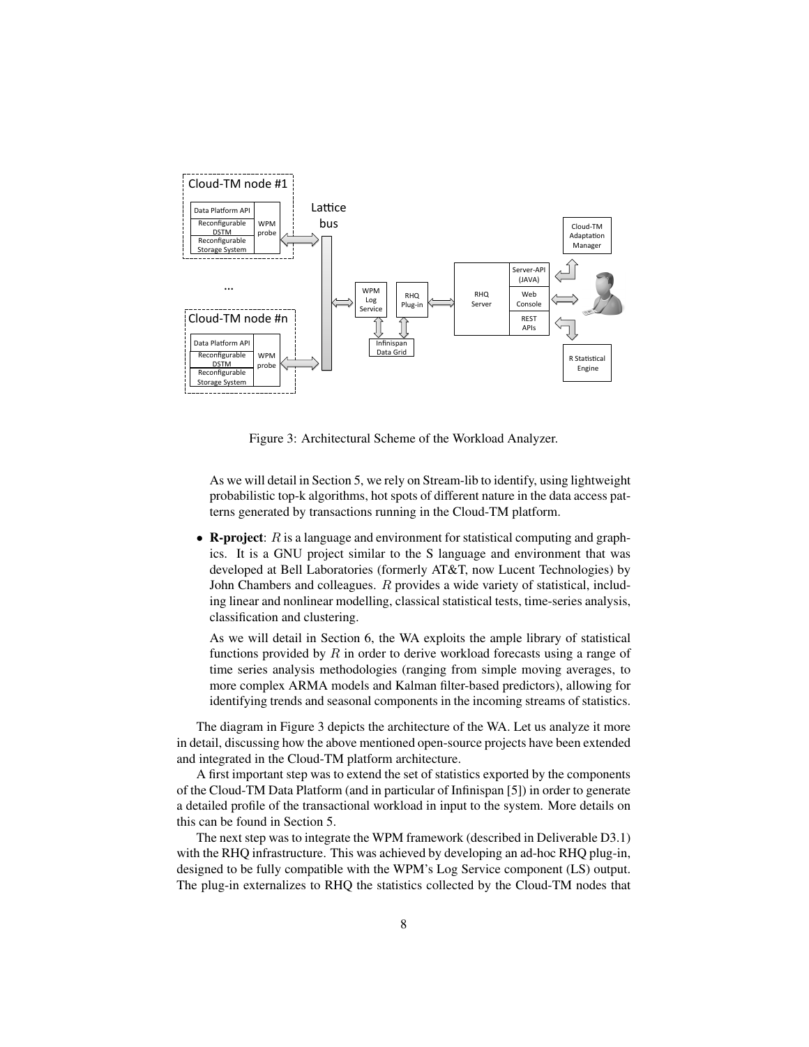Figure 3: Architectural Scheme of the Workload Analyzer.

As we will detail in Section 5, we rely on Stream-lib to identify, using lightweight probabilistic top-k algorithms, hot spots of different nature in the data access patterns generated by transactions running in the Cloud-TM platform.

- **R-project**: $R$ is a language and environment for statistical computing and graphics. It is a GNU project similar to the S language and environment that was developed at Bell Laboratories (formerly AT&T, now Lucent Technologies) by John Chambers and colleagues. $R$ provides a wide variety of statistical, including linear and nonlinear modelling, classical statistical tests, time-series analysis, classification and clustering.

  As we will detail in Section 6, the WA exploits the ample library of statistical functions provided by $R$ in order to derive workload forecasts using a range of time series analysis methodologies (ranging from simple moving averages, to more complex ARMA models and Kalman filter-based predictors), allowing for identifying trends and seasonal components in the incoming streams of statistics.

The diagram in Figure 3 depicts the architecture of the WA. Let us analyze it more in detail, discussing how the above mentioned open-source projects have been extended and integrated in the Cloud-TM platform architecture.

A first important step was to extend the set of statistics exported by the components of the Cloud-TM Data Platform (and in particular of Infinispan [5]) in order to generate a detailed profile of the transactional workload in input to the system. More details on this can be found in Section 5.

The next step was to integrate the WPM framework (described in Deliverable D3.1) with the RHQ infrastructure. This was achieved by developing an ad-hoc RHQ plug-in, designed to be fully compatible with the WPM's Log Service component (LS) output. The plug-in externalizes to RHQ the statistics collected by the Cloud-TM nodes that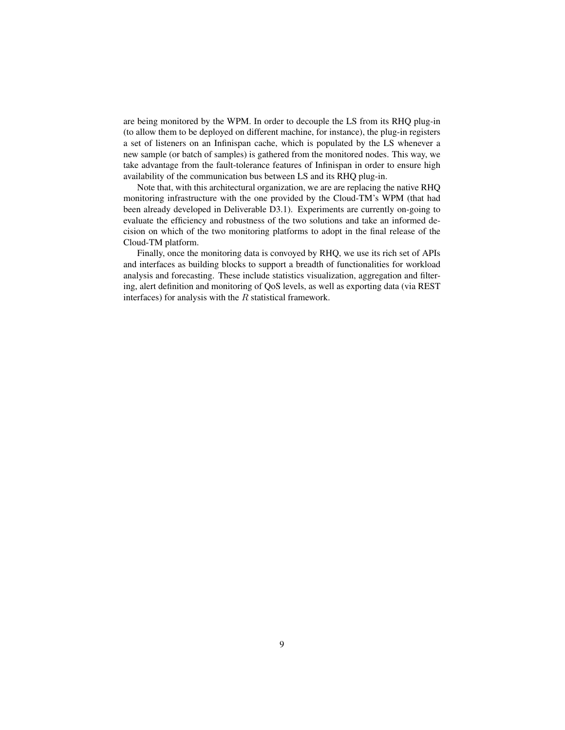are being monitored by the WPM. In order to decouple the LS from its RHQ plug-in (to allow them to be deployed on different machine, for instance), the plug-in registers a set of listeners on an Infinispan cache, which is populated by the LS whenever a new sample (or batch of samples) is gathered from the monitored nodes. This way, we take advantage from the fault-tolerance features of Infinispan in order to ensure high availability of the communication bus between LS and its RHQ plug-in.

Note that, with this architectural organization, we are are replacing the native RHQ monitoring infrastructure with the one provided by the Cloud-TM's WPM (that had been already developed in Deliverable D3.1). Experiments are currently on-going to evaluate the efficiency and robustness of the two solutions and take an informed decision on which of the two monitoring platforms to adopt in the final release of the Cloud-TM platform.

Finally, once the monitoring data is convoyed by RHQ, we use its rich set of APIs and interfaces as building blocks to support a breadth of functionalities for workload analysis and forecasting. These include statistics visualization, aggregation and filtering, alert definition and monitoring of QoS levels, as well as exporting data (via REST interfaces) for analysis with the $R$ statistical framework.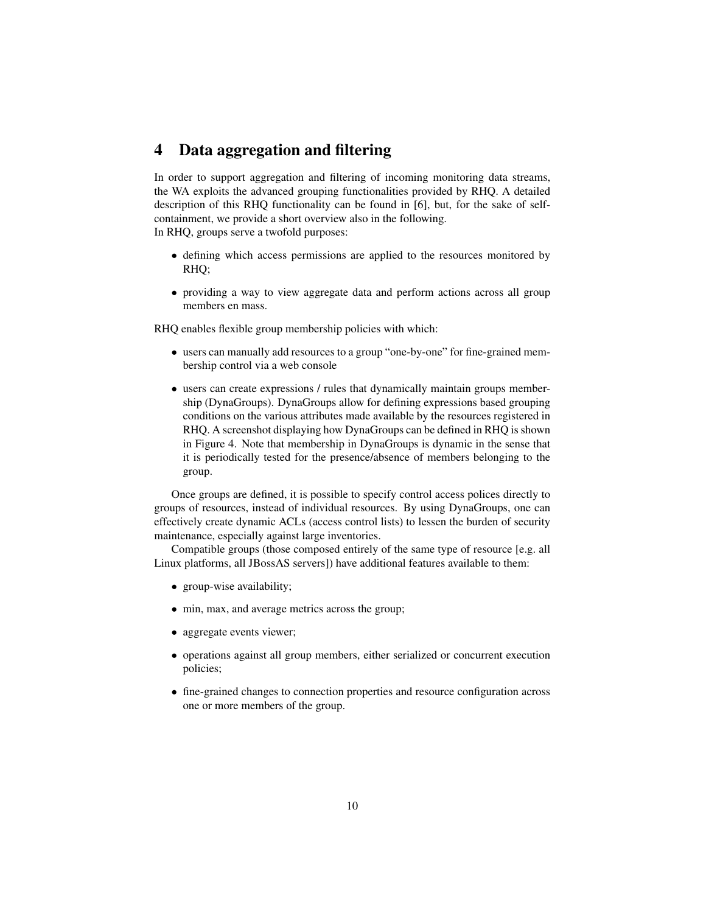# 4 Data aggregation and filtering

In order to support aggregation and filtering of incoming monitoring data streams, the WA exploits the advanced grouping functionalities provided by RHQ. A detailed description of this RHQ functionality can be found in [6], but, for the sake of self-containment, we provide a short overview also in the following.
In RHQ, groups serve a twofold purposes:

- defining which access permissions are applied to the resources monitored by RHQ;
- providing a way to view aggregate data and perform actions across all group members en mass.

RHQ enables flexible group membership policies with which:

- users can manually add resources to a group "one-by-one" for fine-grained membership control via a web console
- users can create expressions / rules that dynamically maintain groups membership (DynaGroups). DynaGroups allow for defining expressions based grouping conditions on the various attributes made available by the resources registered in RHQ. A screenshot displaying how DynaGroups can be defined in RHQ is shown in Figure 4. Note that membership in DynaGroups is dynamic in the sense that it is periodically tested for the presence/absence of members belonging to the group.

Once groups are defined, it is possible to specify control access polices directly to groups of resources, instead of individual resources. By using DynaGroups, one can effectively create dynamic ACLs (access control lists) to lessen the burden of security maintenance, especially against large inventories.

Compatible groups (those composed entirely of the same type of resource [e.g. all Linux platforms, all JBossAS servers]) have additional features available to them:

- group-wise availability;
- min, max, and average metrics across the group;
- aggregate events viewer;
- operations against all group members, either serialized or concurrent execution policies;
- fine-grained changes to connection properties and resource configuration across one or more members of the group.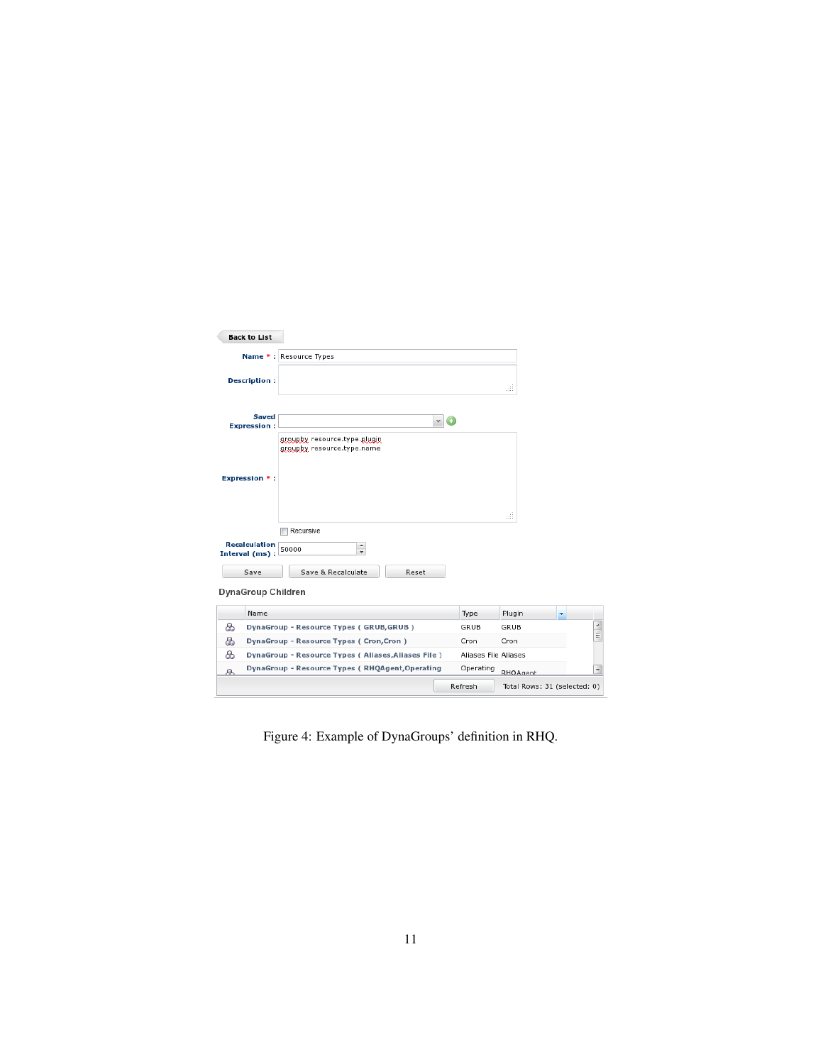Figure 4: Example of DynaGroups' definition in RHQ.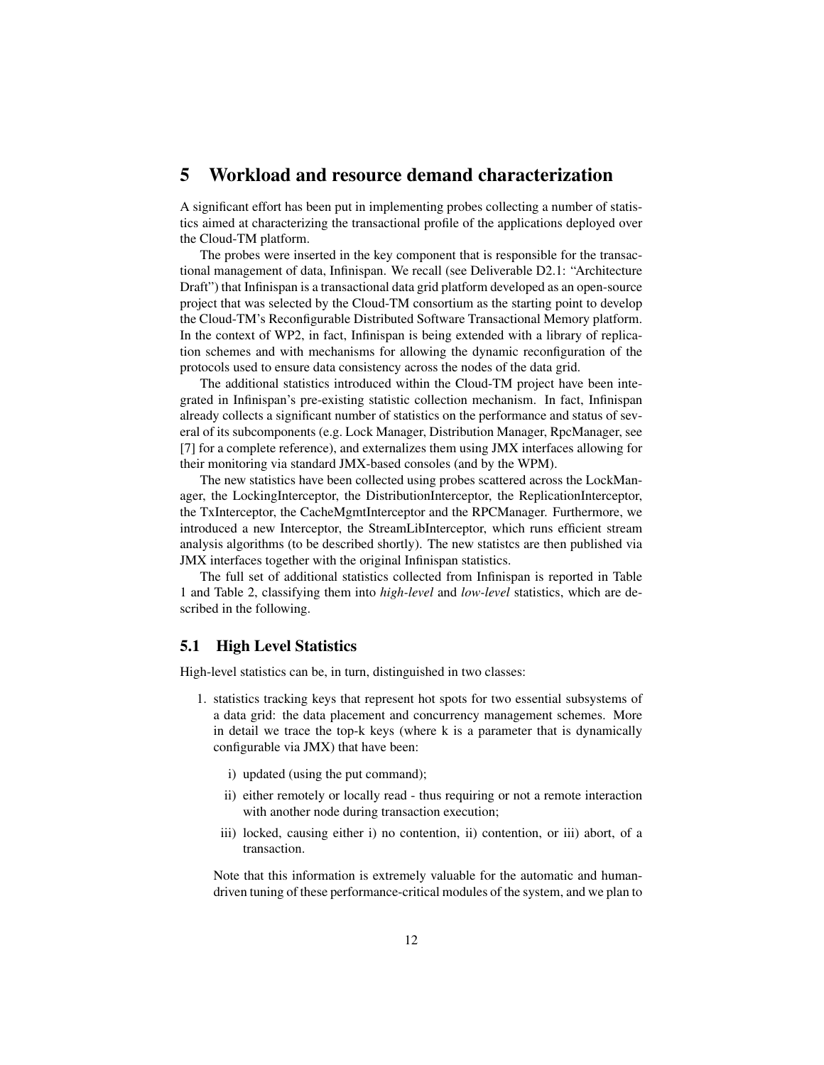# 5 Workload and resource demand characterization

A significant effort has been put in implementing probes collecting a number of statistics aimed at characterizing the transactional profile of the applications deployed over the Cloud-TM platform.

The probes were inserted in the key component that is responsible for the transactional management of data, Infinispan. We recall (see Deliverable D2.1: "Architecture Draft") that Infinispan is a transactional data grid platform developed as an open-source project that was selected by the Cloud-TM consortium as the starting point to develop the Cloud-TM's Reconfigurable Distributed Software Transactional Memory platform. In the context of WP2, in fact, Infinispan is being extended with a library of replication schemes and with mechanisms for allowing the dynamic reconfiguration of the protocols used to ensure data consistency across the nodes of the data grid.

The additional statistics introduced within the Cloud-TM project have been integrated in Infinispan's pre-existing statistic collection mechanism. In fact, Infinispan already collects a significant number of statistics on the performance and status of several of its subcomponents (e.g. Lock Manager, Distribution Manager, RpcManager, see [7] for a complete reference), and externalizes them using JMX interfaces allowing for their monitoring via standard JMX-based consoles (and by the WPM).

The new statistics have been collected using probes scattered across the LockManager, the LockingInterceptor, the DistributionInterceptor, the ReplicationInterceptor, the TxInterceptor, the CacheMgmtInterceptor and the RPCManager. Furthermore, we introduced a new Interceptor, the StreamLibInterceptor, which runs efficient stream analysis algorithms (to be described shortly). The new statistcs are then published via JMX interfaces together with the original Infinispan statistics.

The full set of additional statistics collected from Infinispan is reported in Table 1 and Table 2, classifying them into *high-level* and *low-level* statistics, which are described in the following.

## 5.1 High Level Statistics

High-level statistics can be, in turn, distinguished in two classes:

1. statistics tracking keys that represent hot spots for two essential subsystems of a data grid: the data placement and concurrency management schemes. More in detail we trace the top-k keys (where k is a parameter that is dynamically configurable via JMX) that have been:

   i) updated (using the put command);

   ii) either remotely or locally read - thus requiring or not a remote interaction with another node during transaction execution;

   iii) locked, causing either i) no contention, ii) contention, or iii) abort, of a transaction.

   Note that this information is extremely valuable for the automatic and human-driven tuning of these performance-critical modules of the system, and we plan to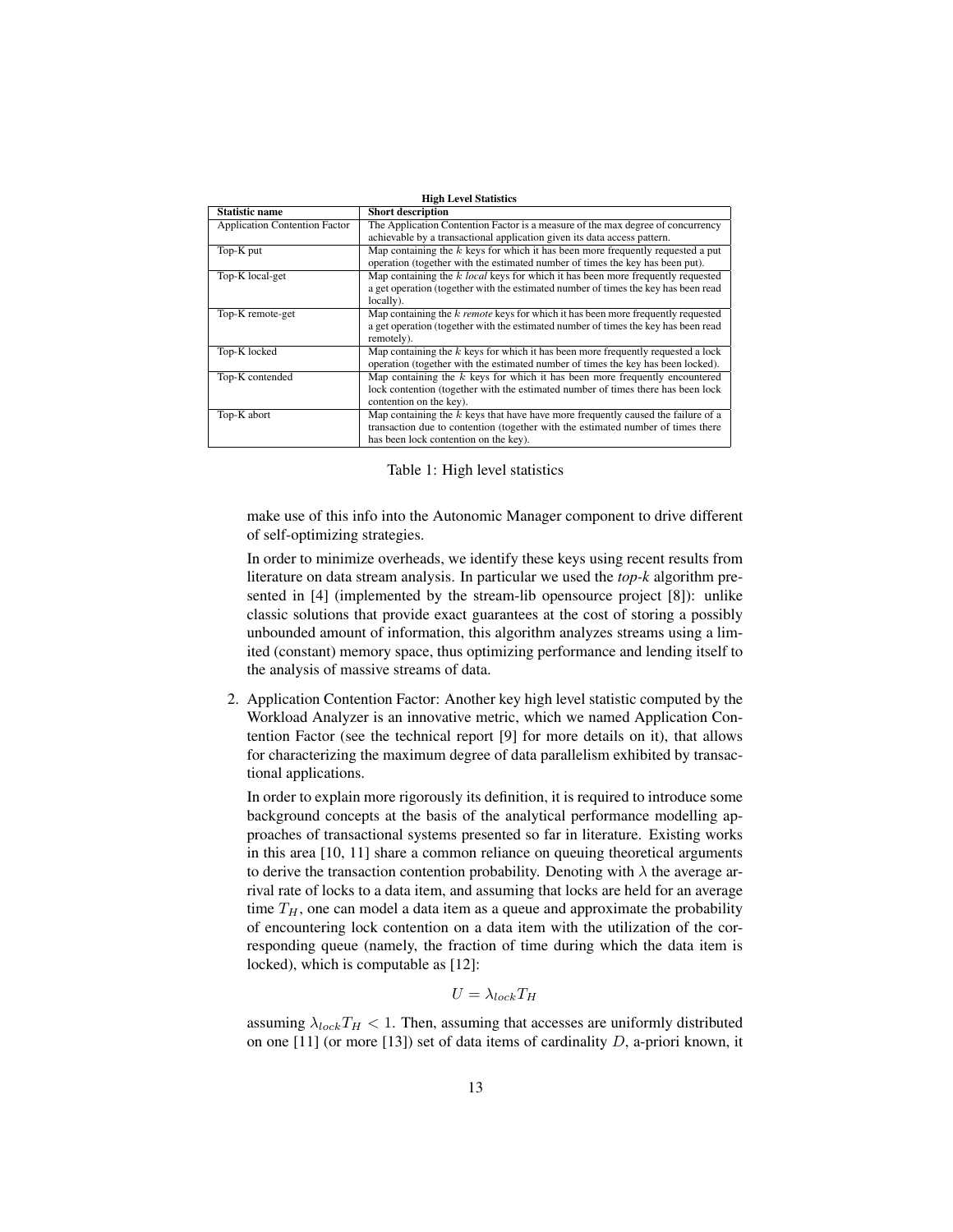**High Level Statistics**

| Statistic name | Short description |
|---|---|
| Application Contention Factor | The Application Contention Factor is a measure of the max degree of concurrency achievable by a transactional application given its data access pattern. |
| Top-K put | Map containing the $k$ keys for which it has been more frequently requested a put operation (together with the estimated number of times the key has been put). |
| Top-K local-get | Map containing the $k$ *local* keys for which it has been more frequently requested a get operation (together with the estimated number of times the key has been read locally). |
| Top-K remote-get | Map containing the $k$ *remote* keys for which it has been more frequently requested a get operation (together with the estimated number of times the key has been read remotely). |
| Top-K locked | Map containing the $k$ keys for which it has been more frequently requested a lock operation (together with the estimated number of times the key has been locked). |
| Top-K contended | Map containing the $k$ keys for which it has been more frequently encountered lock contention (together with the estimated number of times there has been lock contention on the key). |
| Top-K abort | Map containing the $k$ keys that have have more frequently caused the failure of a transaction due to contention (together with the estimated number of times there has been lock contention on the key). |

Table 1: High level statistics

make use of this info into the Autonomic Manager component to drive different of self-optimizing strategies.

In order to minimize overheads, we identify these keys using recent results from literature on data stream analysis. In particular we used the *top-k* algorithm presented in [4] (implemented by the stream-lib opensource project [8]): unlike classic solutions that provide exact guarantees at the cost of storing a possibly unbounded amount of information, this algorithm analyzes streams using a limited (constant) memory space, thus optimizing performance and lending itself to the analysis of massive streams of data.

2. Application Contention Factor: Another key high level statistic computed by the Workload Analyzer is an innovative metric, which we named Application Contention Factor (see the technical report [9] for more details on it), that allows for characterizing the maximum degree of data parallelism exhibited by transactional applications.

   In order to explain more rigorously its definition, it is required to introduce some background concepts at the basis of the analytical performance modelling approaches of transactional systems presented so far in literature. Existing works in this area [10, 11] share a common reliance on queuing theoretical arguments to derive the transaction contention probability. Denoting with $\lambda$ the average arrival rate of locks to a data item, and assuming that locks are held for an average time $T_H$, one can model a data item as a queue and approximate the probability of encountering lock contention on a data item with the utilization of the corresponding queue (namely, the fraction of time during which the data item is locked), which is computable as [12]:

$$U = \lambda_{lock} T_H$$

   assuming $\lambda_{lock} T_H < 1$. Then, assuming that accesses are uniformly distributed on one [11] (or more [13]) set of data items of cardinality $D$, a-priori known, it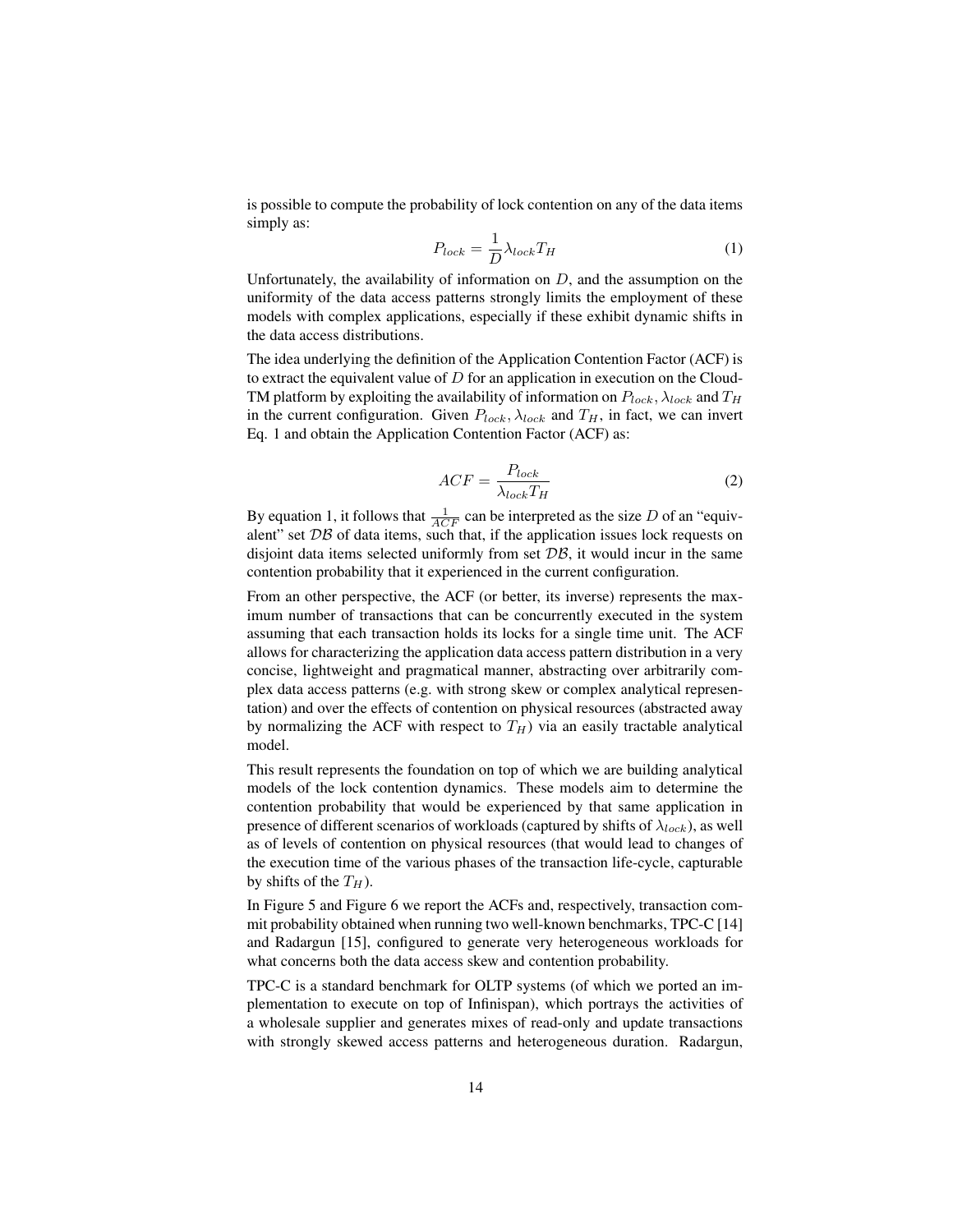is possible to compute the probability of lock contention on any of the data items simply as:

$$P_{lock} = \frac{1}{D} \lambda_{lock} T_H \tag{1}$$

Unfortunately, the availability of information on $D$, and the assumption on the uniformity of the data access patterns strongly limits the employment of these models with complex applications, especially if these exhibit dynamic shifts in the data access distributions.

The idea underlying the definition of the Application Contention Factor (ACF) is to extract the equivalent value of $D$ for an application in execution on the Cloud-TM platform by exploiting the availability of information on $P_{lock}$, $\lambda_{lock}$ and $T_H$ in the current configuration. Given $P_{lock}$, $\lambda_{lock}$ and $T_H$, in fact, we can invert Eq. 1 and obtain the Application Contention Factor (ACF) as:

$$ACF = \frac{P_{lock}}{\lambda_{lock} T_H} \tag{2}$$

By equation 1, it follows that $\frac{1}{ACF}$ can be interpreted as the size $D$ of an "equivalent" set $\mathcal{DB}$ of data items, such that, if the application issues lock requests on disjoint data items selected uniformly from set $\mathcal{DB}$, it would incur in the same contention probability that it experienced in the current configuration.

From an other perspective, the ACF (or better, its inverse) represents the maximum number of transactions that can be concurrently executed in the system assuming that each transaction holds its locks for a single time unit. The ACF allows for characterizing the application data access pattern distribution in a very concise, lightweight and pragmatical manner, abstracting over arbitrarily complex data access patterns (e.g. with strong skew or complex analytical representation) and over the effects of contention on physical resources (abstracted away by normalizing the ACF with respect to $T_H$) via an easily tractable analytical model.

This result represents the foundation on top of which we are building analytical models of the lock contention dynamics. These models aim to determine the contention probability that would be experienced by that same application in presence of different scenarios of workloads (captured by shifts of $\lambda_{lock}$), as well as of levels of contention on physical resources (that would lead to changes of the execution time of the various phases of the transaction life-cycle, capturable by shifts of the $T_H$).

In Figure 5 and Figure 6 we report the ACFs and, respectively, transaction commit probability obtained when running two well-known benchmarks, TPC-C [14] and Radargun [15], configured to generate very heterogeneous workloads for what concerns both the data access skew and contention probability.

TPC-C is a standard benchmark for OLTP systems (of which we ported an implementation to execute on top of Infinispan), which portrays the activities of a wholesale supplier and generates mixes of read-only and update transactions with strongly skewed access patterns and heterogeneous duration. Radargun,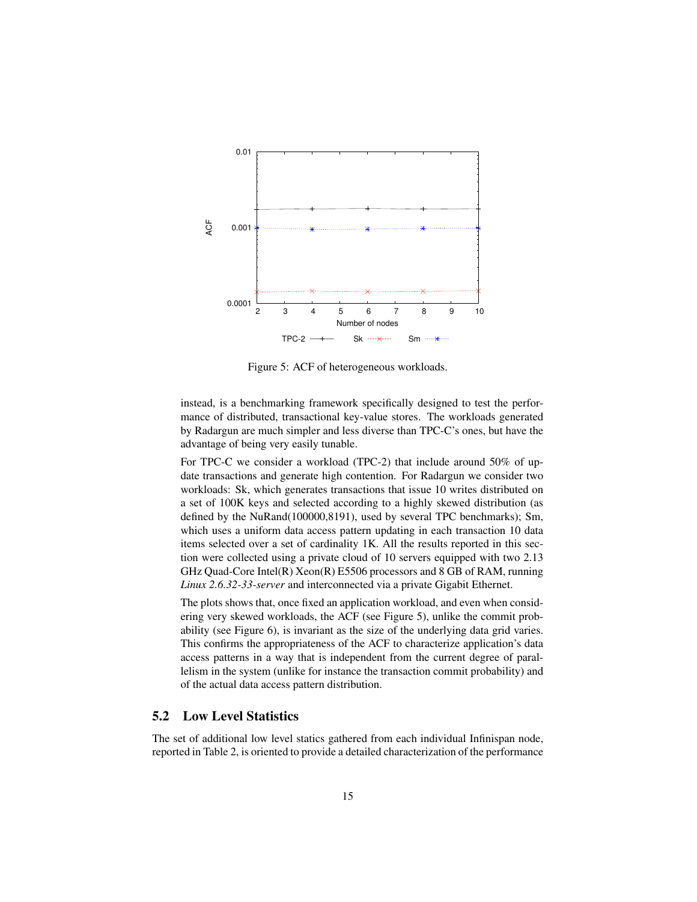Figure 5: ACF of heterogeneous workloads.

instead, is a benchmarking framework specifically designed to test the performance of distributed, transactional key-value stores. The workloads generated by Radargun are much simpler and less diverse than TPC-C's ones, but have the advantage of being very easily tunable.

For TPC-C we consider a workload (TPC-2) that include around 50% of update transactions and generate high contention. For Radargun we consider two workloads: Sk, which generates transactions that issue 10 writes distributed on a set of 100K keys and selected according to a highly skewed distribution (as defined by the NuRand(100000,8191), used by several TPC benchmarks); Sm, which uses a uniform data access pattern updating in each transaction 10 data items selected over a set of cardinality 1K. All the results reported in this section were collected using a private cloud of 10 servers equipped with two 2.13 GHz Quad-Core Intel(R) Xeon(R) E5506 processors and 8 GB of RAM, running *Linux 2.6.32-33-server* and interconnected via a private Gigabit Ethernet.

The plots shows that, once fixed an application workload, and even when considering very skewed workloads, the ACF (see Figure 5), unlike the commit probability (see Figure 6), is invariant as the size of the underlying data grid varies. This confirms the appropriateness of the ACF to characterize application's data access patterns in a way that is independent from the current degree of parallelism in the system (unlike for instance the transaction commit probability) and of the actual data access pattern distribution.

## 5.2 Low Level Statistics

The set of additional low level statics gathered from each individual Infinispan node, reported in Table 2, is oriented to provide a detailed characterization of the performance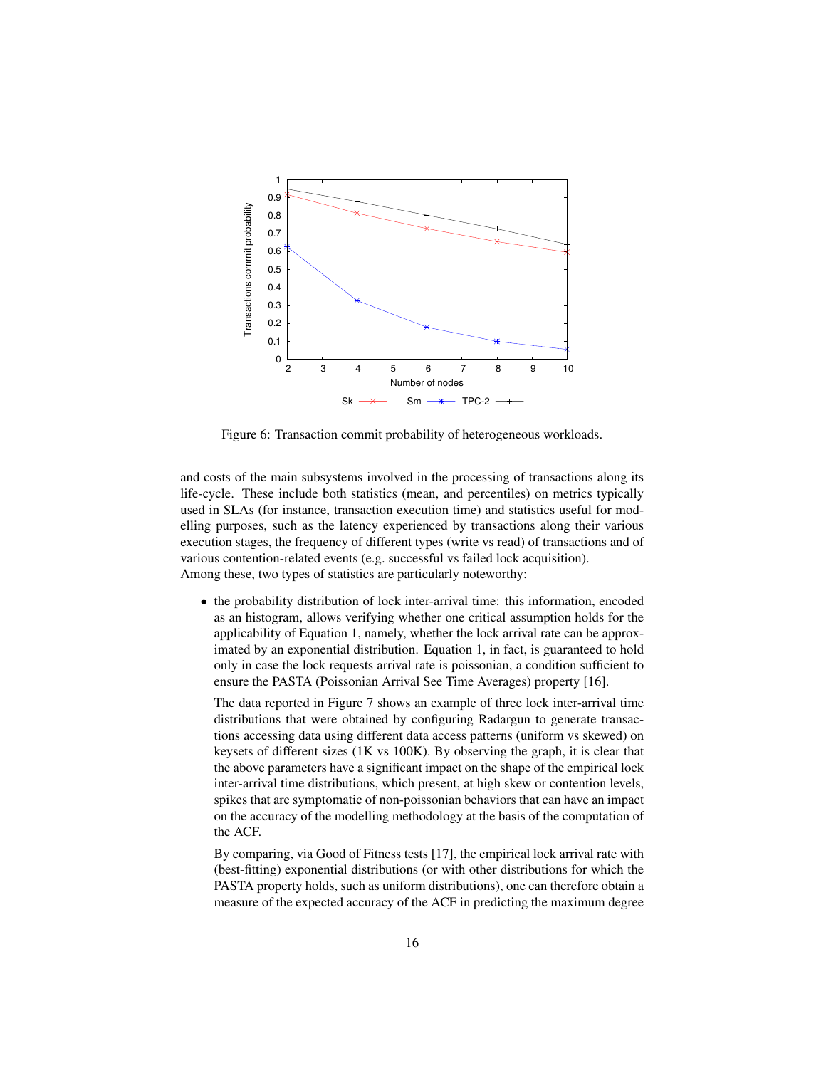Figure 6: Transaction commit probability of heterogeneous workloads.

and costs of the main subsystems involved in the processing of transactions along its life-cycle. These include both statistics (mean, and percentiles) on metrics typically used in SLAs (for instance, transaction execution time) and statistics useful for modelling purposes, such as the latency experienced by transactions along their various execution stages, the frequency of different types (write vs read) of transactions and of various contention-related events (e.g. successful vs failed lock acquisition).
Among these, two types of statistics are particularly noteworthy:

- the probability distribution of lock inter-arrival time: this information, encoded as an histogram, allows verifying whether one critical assumption holds for the applicability of Equation 1, namely, whether the lock arrival rate can be approximated by an exponential distribution. Equation 1, in fact, is guaranteed to hold only in case the lock requests arrival rate is poissonian, a condition sufficient to ensure the PASTA (Poissonian Arrival See Time Averages) property [16].

  The data reported in Figure 7 shows an example of three lock inter-arrival time distributions that were obtained by configuring Radargun to generate transactions accessing data using different data access patterns (uniform vs skewed) on keysets of different sizes (1K vs 100K). By observing the graph, it is clear that the above parameters have a significant impact on the shape of the empirical lock inter-arrival time distributions, which present, at high skew or contention levels, spikes that are symptomatic of non-poissonian behaviors that can have an impact on the accuracy of the modelling methodology at the basis of the computation of the ACF.

  By comparing, via Good of Fitness tests [17], the empirical lock arrival rate with (best-fitting) exponential distributions (or with other distributions for which the PASTA property holds, such as uniform distributions), one can therefore obtain a measure of the expected accuracy of the ACF in predicting the maximum degree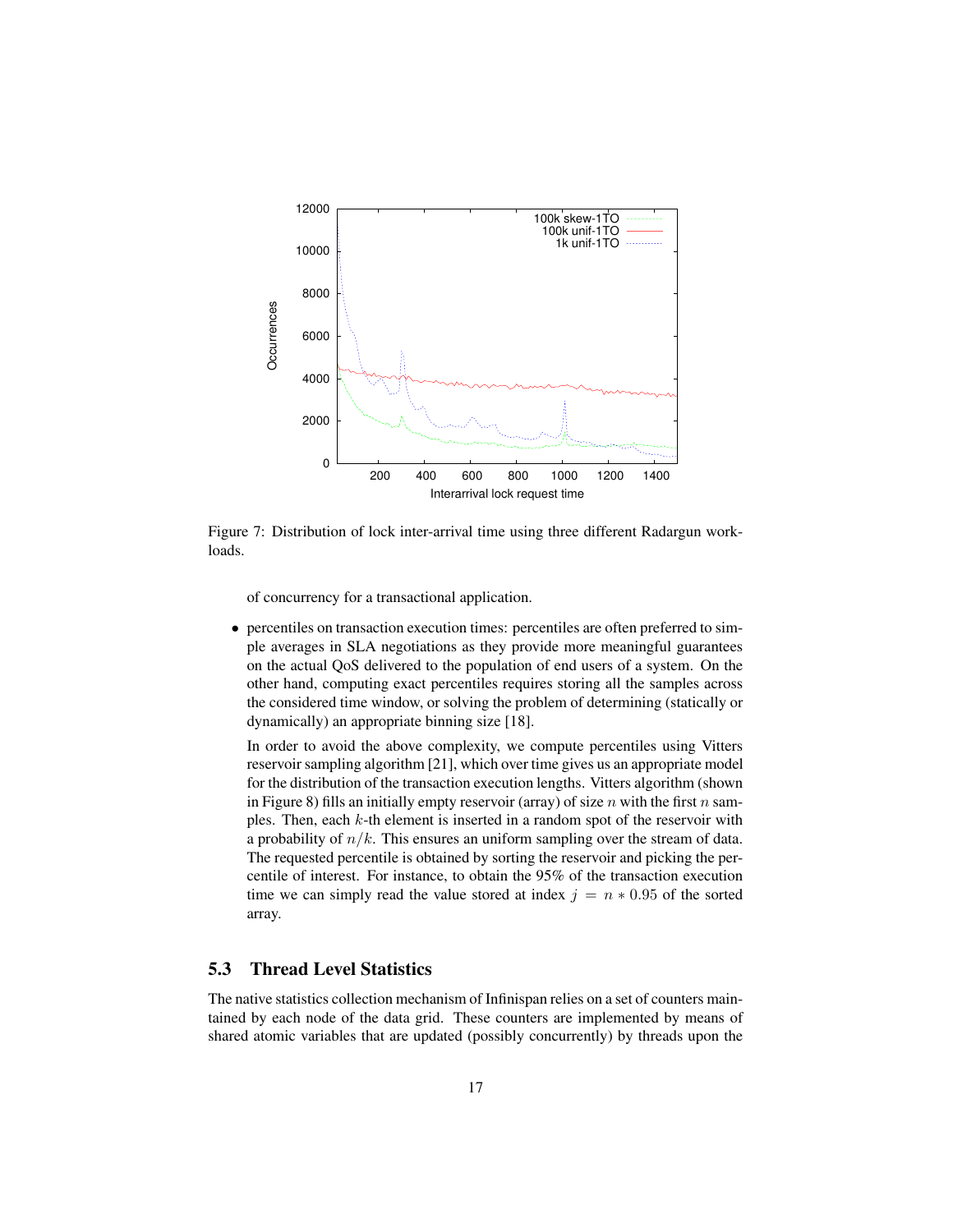Figure 7: Distribution of lock inter-arrival time using three different Radargun workloads.

of concurrency for a transactional application.

- percentiles on transaction execution times: percentiles are often preferred to simple averages in SLA negotiations as they provide more meaningful guarantees on the actual QoS delivered to the population of end users of a system. On the other hand, computing exact percentiles requires storing all the samples across the considered time window, or solving the problem of determining (statically or dynamically) an appropriate binning size [18].

  In order to avoid the above complexity, we compute percentiles using Vitters reservoir sampling algorithm [21], which over time gives us an appropriate model for the distribution of the transaction execution lengths. Vitters algorithm (shown in Figure 8) fills an initially empty reservoir (array) of size $n$ with the first $n$ samples. Then, each $k$-th element is inserted in a random spot of the reservoir with a probability of $n/k$. This ensures an uniform sampling over the stream of data. The requested percentile is obtained by sorting the reservoir and picking the percentile of interest. For instance, to obtain the 95% of the transaction execution time we can simply read the value stored at index $j = n * 0.95$ of the sorted array.

## 5.3 Thread Level Statistics

The native statistics collection mechanism of Infinispan relies on a set of counters maintained by each node of the data grid. These counters are implemented by means of shared atomic variables that are updated (possibly concurrently) by threads upon the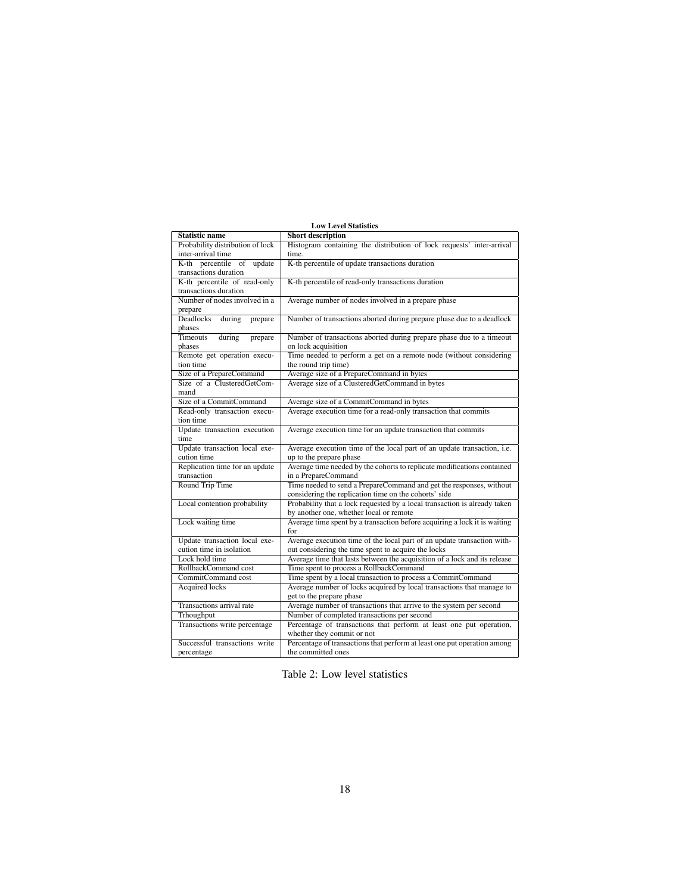**Low Level Statistics**

| **Statistic name** | **Short description** |
| --- | --- |
| Probability distribution of lock inter-arrival time | Histogram containing the distribution of lock requests' inter-arrival time. |
| K-th percentile of update transactions duration | K-th percentile of update transactions duration |
| K-th percentile of read-only transactions duration | K-th percentile of read-only transactions duration |
| Number of nodes involved in a prepare | Average number of nodes involved in a prepare phase |
| Deadlocks during prepare phases | Number of transactions aborted during prepare phase due to a deadlock |
| Timeouts during prepare phases | Number of transactions aborted during prepare phase due to a timeout on lock acquisition |
| Remote get operation execution time | Time needed to perform a get on a remote node (without considering the round trip time) |
| Size of a PrepareCommand | Average size of a PrepareCommand in bytes |
| Size of a ClusteredGetCommand | Average size of a ClusteredGetCommand in bytes |
| Size of a CommitCommand | Average size of a CommitCommand in bytes |
| Read-only transaction execution time | Average execution time for a read-only transaction that commits |
| Update transaction execution time | Average execution time for an update transaction that commits |
| Update transaction local execution time | Average execution time of the local part of an update transaction, i.e. up to the prepare phase |
| Replication time for an update transaction | Average time needed by the cohorts to replicate modifications contained in a PrepareCommand |
| Round Trip Time | Time needed to send a PrepareCommand and get the responses, without considering the replication time on the cohorts' side |
| Local contention probability | Probability that a lock requested by a local transaction is already taken by another one, whether local or remote |
| Lock waiting time | Average time spent by a transaction before acquiring a lock it is waiting for |
| Update transaction local execution time in isolation | Average execution time of the local part of an update transaction without considering the time spent to acquire the locks |
| Lock hold time | Average time that lasts between the acquisition of a lock and its release |
| RollbackCommand cost | Time spent to process a RollbackCommand |
| CommitCommand cost | Time spent by a local transaction to process a CommitCommand |
| Acquired locks | Average number of locks acquired by local transactions that manage to get to the prepare phase |
| Transactions arrival rate | Average number of transactions that arrive to the system per second |
| Trhoughput | Number of completed transactions per second |
| Transactions write percentage | Percentage of transactions that perform at least one put operation, whether they commit or not |
| Successful transactions write percentage | Percentage of transactions that perform at least one put operation among the committed ones |

Table 2: Low level statistics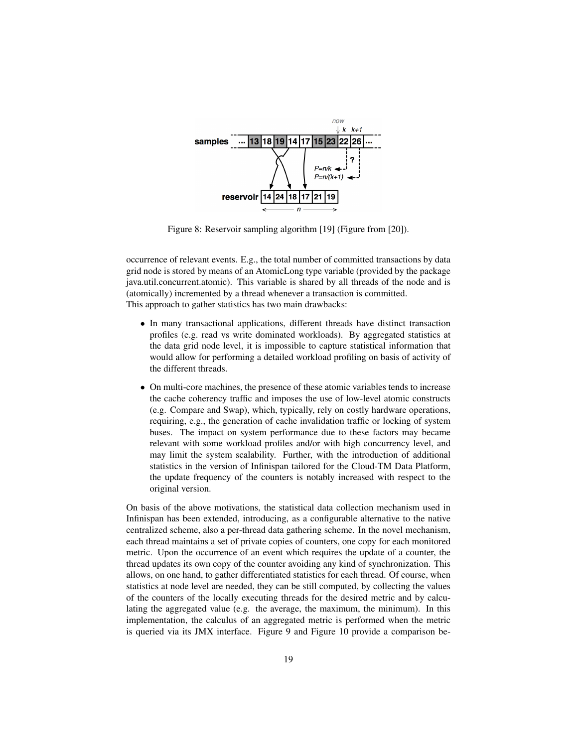Figure 8: Reservoir sampling algorithm [19] (Figure from [20]).

occurrence of relevant events. E.g., the total number of committed transactions by data grid node is stored by means of an AtomicLong type variable (provided by the package java.util.concurrent.atomic). This variable is shared by all threads of the node and is (atomically) incremented by a thread whenever a transaction is committed.
This approach to gather statistics has two main drawbacks:

- In many transactional applications, different threads have distinct transaction profiles (e.g. read vs write dominated workloads). By aggregated statistics at the data grid node level, it is impossible to capture statistical information that would allow for performing a detailed workload profiling on basis of activity of the different threads.
- On multi-core machines, the presence of these atomic variables tends to increase the cache coherency traffic and imposes the use of low-level atomic constructs (e.g. Compare and Swap), which, typically, rely on costly hardware operations, requiring, e.g., the generation of cache invalidation traffic or locking of system buses. The impact on system performance due to these factors may became relevant with some workload profiles and/or with high concurrency level, and may limit the system scalability. Further, with the introduction of additional statistics in the version of Infinispan tailored for the Cloud-TM Data Platform, the update frequency of the counters is notably increased with respect to the original version.

On basis of the above motivations, the statistical data collection mechanism used in Infinispan has been extended, introducing, as a configurable alternative to the native centralized scheme, also a per-thread data gathering scheme. In the novel mechanism, each thread maintains a set of private copies of counters, one copy for each monitored metric. Upon the occurrence of an event which requires the update of a counter, the thread updates its own copy of the counter avoiding any kind of synchronization. This allows, on one hand, to gather differentiated statistics for each thread. Of course, when statistics at node level are needed, they can be still computed, by collecting the values of the counters of the locally executing threads for the desired metric and by calculating the aggregated value (e.g. the average, the maximum, the minimum). In this implementation, the calculus of an aggregated metric is performed when the metric is queried via its JMX interface. Figure 9 and Figure 10 provide a comparison be-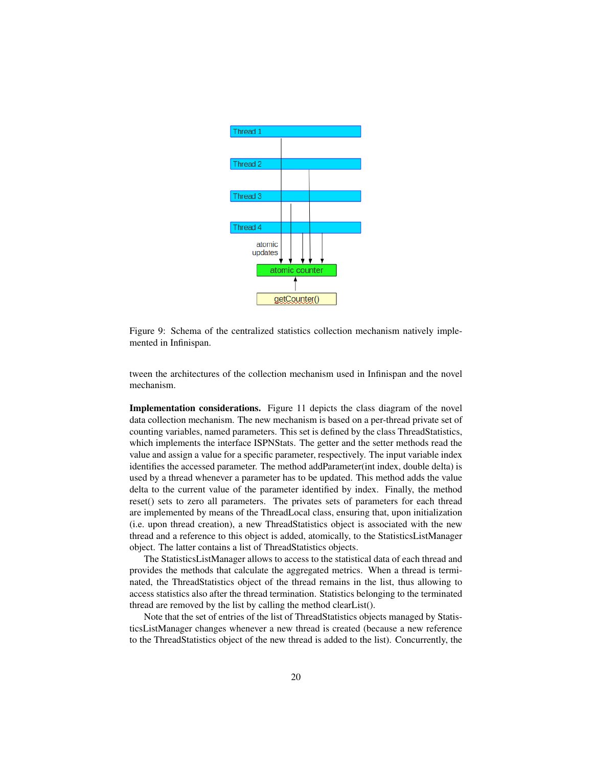Figure 9: Schema of the centralized statistics collection mechanism natively implemented in Infinispan.

tween the architectures of the collection mechanism used in Infinispan and the novel mechanism.

**Implementation considerations.** Figure 11 depicts the class diagram of the novel data collection mechanism. The new mechanism is based on a per-thread private set of counting variables, named parameters. This set is defined by the class ThreadStatistics, which implements the interface ISPNStats. The getter and the setter methods read the value and assign a value for a specific parameter, respectively. The input variable index identifies the accessed parameter. The method addParameter(int index, double delta) is used by a thread whenever a parameter has to be updated. This method adds the value delta to the current value of the parameter identified by index. Finally, the method reset() sets to zero all parameters. The privates sets of parameters for each thread are implemented by means of the ThreadLocal class, ensuring that, upon initialization (i.e. upon thread creation), a new ThreadStatistics object is associated with the new thread and a reference to this object is added, atomically, to the StatisticsListManager object. The latter contains a list of ThreadStatistics objects.

The StatisticsListManager allows to access to the statistical data of each thread and provides the methods that calculate the aggregated metrics. When a thread is terminated, the ThreadStatistics object of the thread remains in the list, thus allowing to access statistics also after the thread termination. Statistics belonging to the terminated thread are removed by the list by calling the method clearList().

Note that the set of entries of the list of ThreadStatistics objects managed by StatisticsListManager changes whenever a new thread is created (because a new reference to the ThreadStatistics object of the new thread is added to the list). Concurrently, the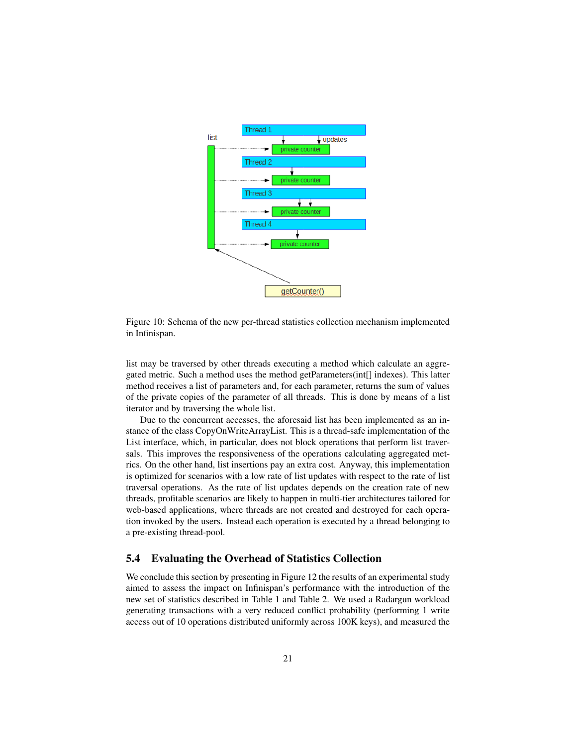Figure 10: Schema of the new per-thread statistics collection mechanism implemented in Infinispan.

list may be traversed by other threads executing a method which calculate an aggregated metric. Such a method uses the method getParameters(int[] indexes). This latter method receives a list of parameters and, for each parameter, returns the sum of values of the private copies of the parameter of all threads. This is done by means of a list iterator and by traversing the whole list.

Due to the concurrent accesses, the aforesaid list has been implemented as an instance of the class CopyOnWriteArrayList. This is a thread-safe implementation of the List interface, which, in particular, does not block operations that perform list traversals. This improves the responsiveness of the operations calculating aggregated metrics. On the other hand, list insertions pay an extra cost. Anyway, this implementation is optimized for scenarios with a low rate of list updates with respect to the rate of list traversal operations. As the rate of list updates depends on the creation rate of new threads, profitable scenarios are likely to happen in multi-tier architectures tailored for web-based applications, where threads are not created and destroyed for each operation invoked by the users. Instead each operation is executed by a thread belonging to a pre-existing thread-pool.

### 5.4 Evaluating the Overhead of Statistics Collection

We conclude this section by presenting in Figure 12 the results of an experimental study aimed to assess the impact on Infinispan's performance with the introduction of the new set of statistics described in Table 1 and Table 2. We used a Radargun workload generating transactions with a very reduced conflict probability (performing 1 write access out of 10 operations distributed uniformly across 100K keys), and measured the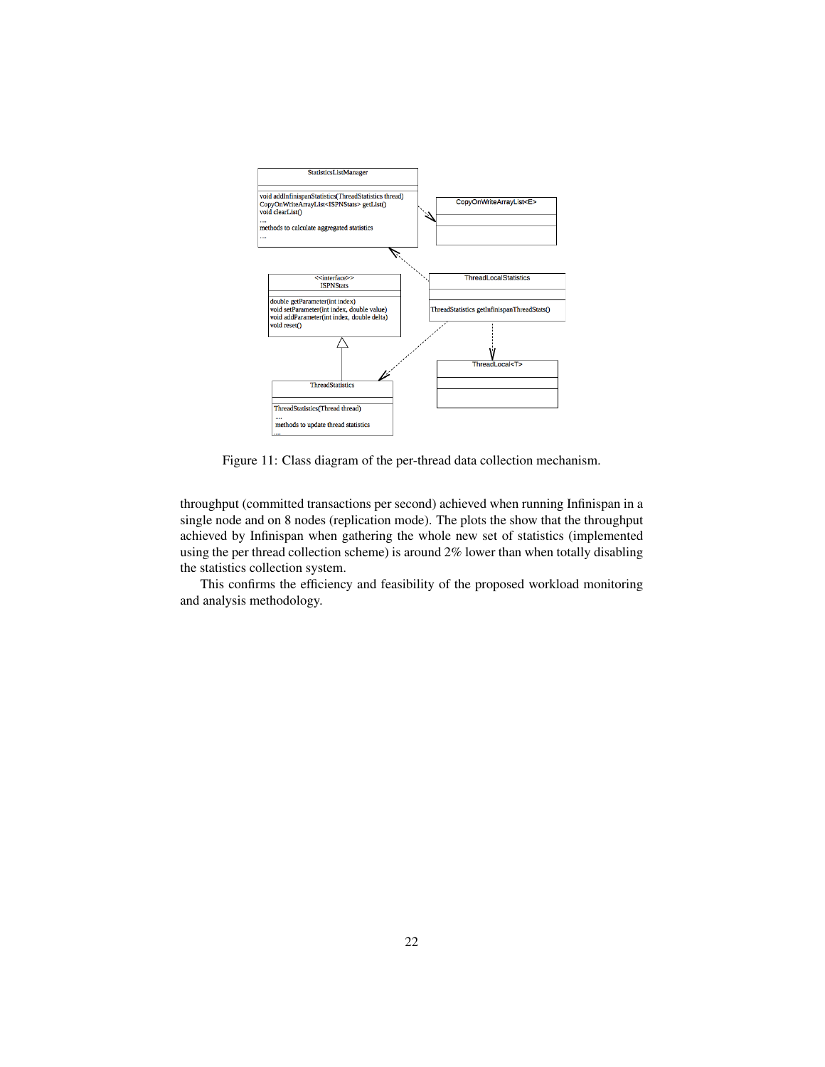Figure 11: Class diagram of the per-thread data collection mechanism.

throughput (committed transactions per second) achieved when running Infinispan in a single node and on 8 nodes (replication mode). The plots the show that the throughput achieved by Infinispan when gathering the whole new set of statistics (implemented using the per thread collection scheme) is around 2% lower than when totally disabling the statistics collection system.

This confirms the efficiency and feasibility of the proposed workload monitoring and analysis methodology.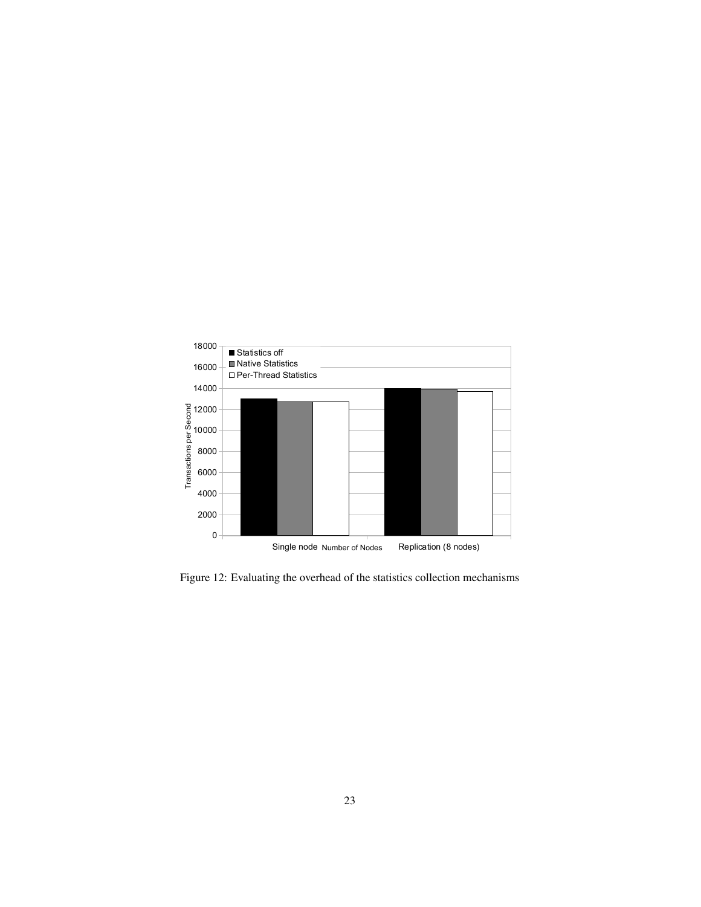Figure 12: Evaluating the overhead of the statistics collection mechanisms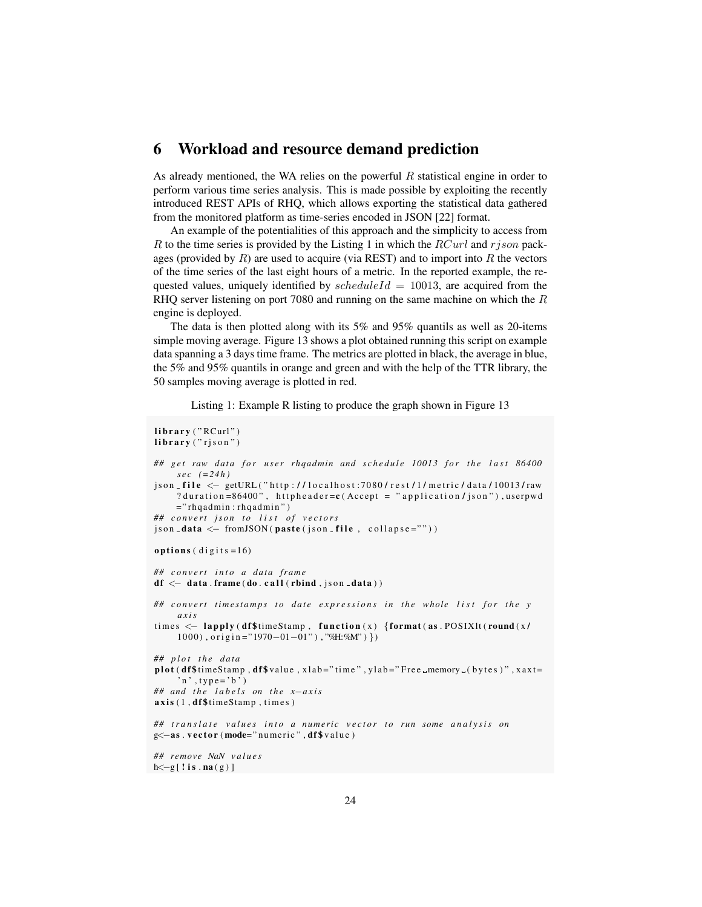# 6 Workload and resource demand prediction

As already mentioned, the WA relies on the powerful $R$ statistical engine in order to perform various time series analysis. This is made possible by exploiting the recently introduced REST APIs of RHQ, which allows exporting the statistical data gathered from the monitored platform as time-series encoded in JSON [22] format.

An example of the potentialities of this approach and the simplicity to access from $R$ to the time series is provided by the Listing 1 in which the $RCurl$ and $rjson$ packages (provided by $R$) are used to acquire (via REST) and to import into $R$ the vectors of the time series of the last eight hours of a metric. In the reported example, the requested values, uniquely identified by $scheduleId = 10013$, are acquired from the RHQ server listening on port 7080 and running on the same machine on which the $R$ engine is deployed.

The data is then plotted along with its 5% and 95% quantils as well as 20-items simple moving average. Figure 13 shows a plot obtained running this script on example data spanning a 3 days time frame. The metrics are plotted in black, the average in blue, the 5% and 95% quantils in orange and green and with the help of the TTR library, the 50 samples moving average is plotted in red.

Listing 1: Example R listing to produce the graph shown in Figure 13

```
library("RCurl")
library("rjson")

## get raw data for user rhqadmin and schedule 10013 for the last 86400
    sec (=24h)
json_file <- getURL("http://localhost:7080/rest/1/metric/data/10013/raw
    ?duration=86400", httpheader=c(Accept = "application/json"),userpwd
    ="rhqadmin:rhqadmin")
## convert json to list of vectors
json_data <- fromJSON(paste(json_file, collapse=""))

options(digits=16)

## convert into a data frame
df <- data.frame(do.call(rbind,json_data))

## convert timestamps to date expressions in the whole list for the y
    axis
times <- lapply(df$timeStamp, function(x) {format(as.POSIXlt(round(x/
    1000),origin="1970-01-01"),"%H:%M")})

## plot the data
plot(df$timeStamp,df$value,xlab="time",ylab="Free memory (bytes)",xaxt=
    'n',type='b')
## and the labels on the x-axis
axis(1,df$timeStamp,times)

## translate values into a numeric vector to run some analysis on
g<-as.vector(mode="numeric",df$value)

## remove NaN values
h<-g[!is.na(g)]
```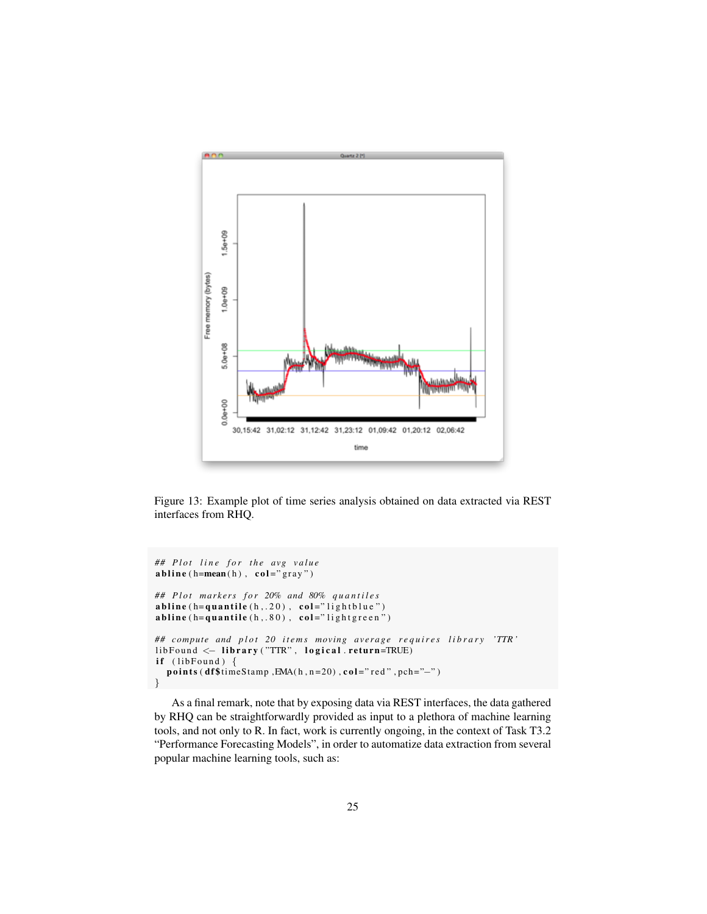Figure 13: Example plot of time series analysis obtained on data extracted via REST interfaces from RHQ.

```
## Plot line for the avg value
abline(h=mean(h), col="gray")

## Plot markers for 20% and 80% quantiles
abline(h=quantile(h,.20), col="lightblue")
abline(h=quantile(h,.80), col="lightgreen")

## compute and plot 20 items moving average requires library 'TTR'
libFound <- library("TTR", logical.return=TRUE)
if (libFound) {
  points(df$timeStamp,EMA(h,n=20),col="red",pch="-")
}
```

As a final remark, note that by exposing data via REST interfaces, the data gathered by RHQ can be straightforwardly provided as input to a plethora of machine learning tools, and not only to R. In fact, work is currently ongoing, in the context of Task T3.2 "Performance Forecasting Models", in order to automatize data extraction from several popular machine learning tools, such as: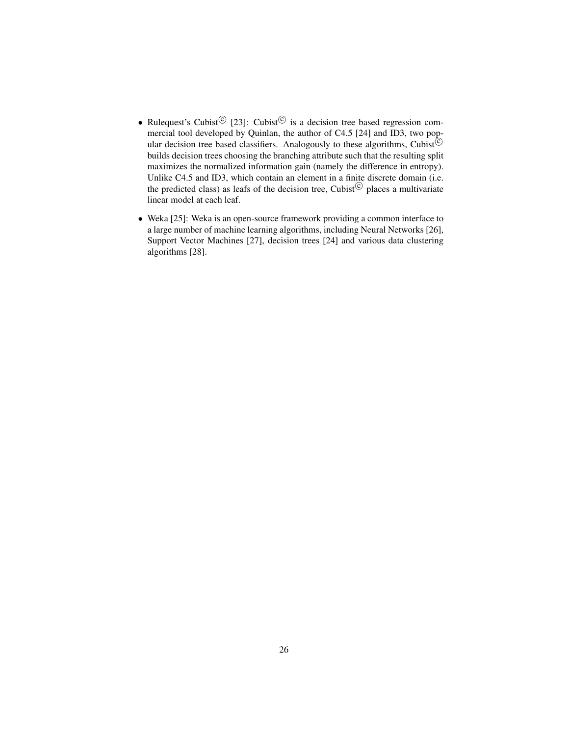- Rulequest's Cubist© [23]: Cubist© is a decision tree based regression commercial tool developed by Quinlan, the author of C4.5 [24] and ID3, two popular decision tree based classifiers. Analogously to these algorithms, Cubist© builds decision trees choosing the branching attribute such that the resulting split maximizes the normalized information gain (namely the difference in entropy). Unlike C4.5 and ID3, which contain an element in a finite discrete domain (i.e. the predicted class) as leafs of the decision tree, Cubist© places a multivariate linear model at each leaf.

- Weka [25]: Weka is an open-source framework providing a common interface to a large number of machine learning algorithms, including Neural Networks [26], Support Vector Machines [27], decision trees [24] and various data clustering algorithms [28].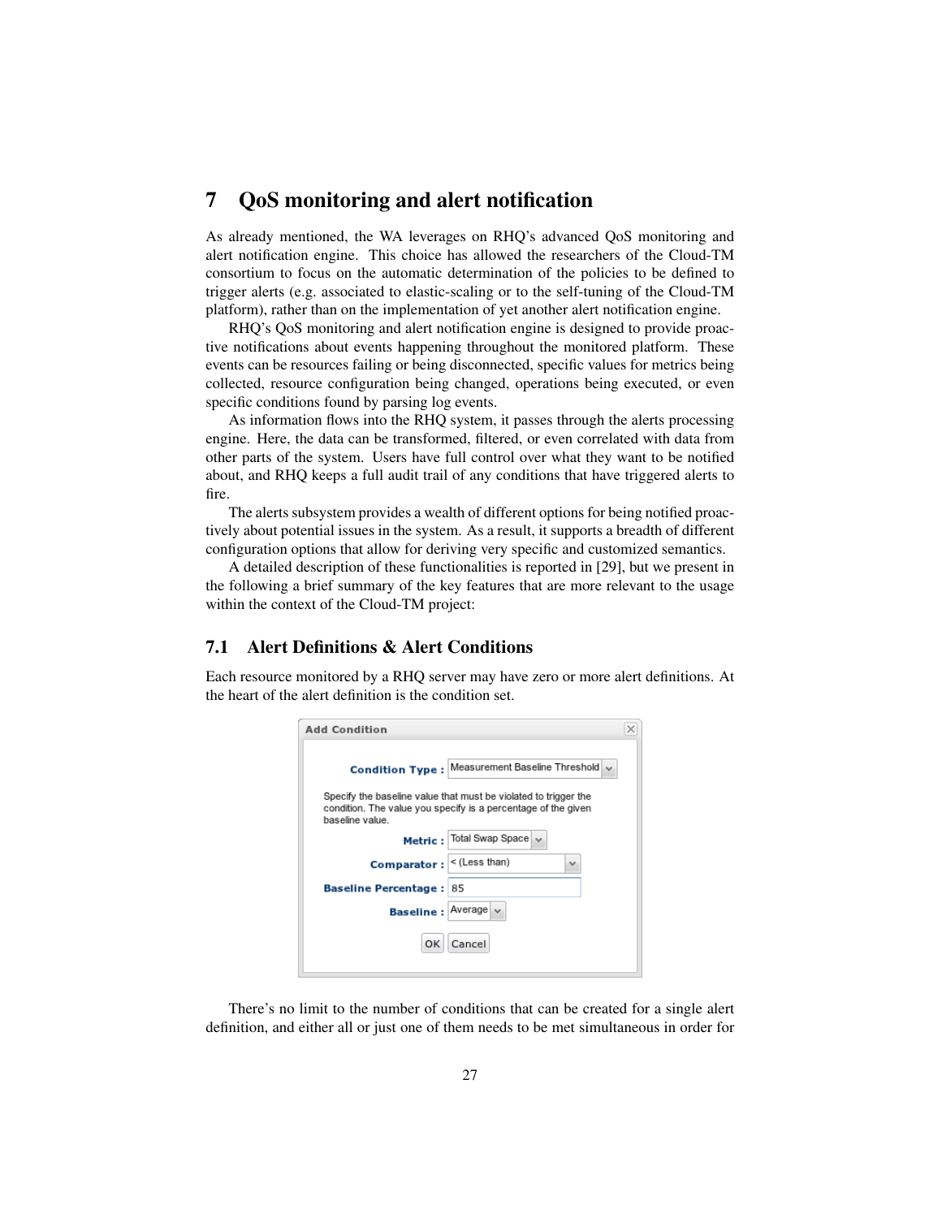# 7 QoS monitoring and alert notification

As already mentioned, the WA leverages on RHQ's advanced QoS monitoring and alert notification engine. This choice has allowed the researchers of the Cloud-TM consortium to focus on the automatic determination of the policies to be defined to trigger alerts (e.g. associated to elastic-scaling or to the self-tuning of the Cloud-TM platform), rather than on the implementation of yet another alert notification engine.

RHQ's QoS monitoring and alert notification engine is designed to provide proactive notifications about events happening throughout the monitored platform. These events can be resources failing or being disconnected, specific values for metrics being collected, resource configuration being changed, operations being executed, or even specific conditions found by parsing log events.

As information flows into the RHQ system, it passes through the alerts processing engine. Here, the data can be transformed, filtered, or even correlated with data from other parts of the system. Users have full control over what they want to be notified about, and RHQ keeps a full audit trail of any conditions that have triggered alerts to fire.

The alerts subsystem provides a wealth of different options for being notified proactively about potential issues in the system. As a result, it supports a breadth of different configuration options that allow for deriving very specific and customized semantics.

A detailed description of these functionalities is reported in [29], but we present in the following a brief summary of the key features that are more relevant to the usage within the context of the Cloud-TM project:

## 7.1 Alert Definitions & Alert Conditions

Each resource monitored by a RHQ server may have zero or more alert definitions. At the heart of the alert definition is the condition set.

**Add Condition**

**Condition Type :** Measurement Baseline Threshold

Specify the baseline value that must be violated to trigger the condition. The value you specify is a percentage of the given baseline value.

**Metric :** Total Swap Space

**Comparator :** < (Less than)

**Baseline Percentage :** 85

**Baseline :** Average

OK Cancel

There's no limit to the number of conditions that can be created for a single alert definition, and either all or just one of them needs to be met simultaneous in order for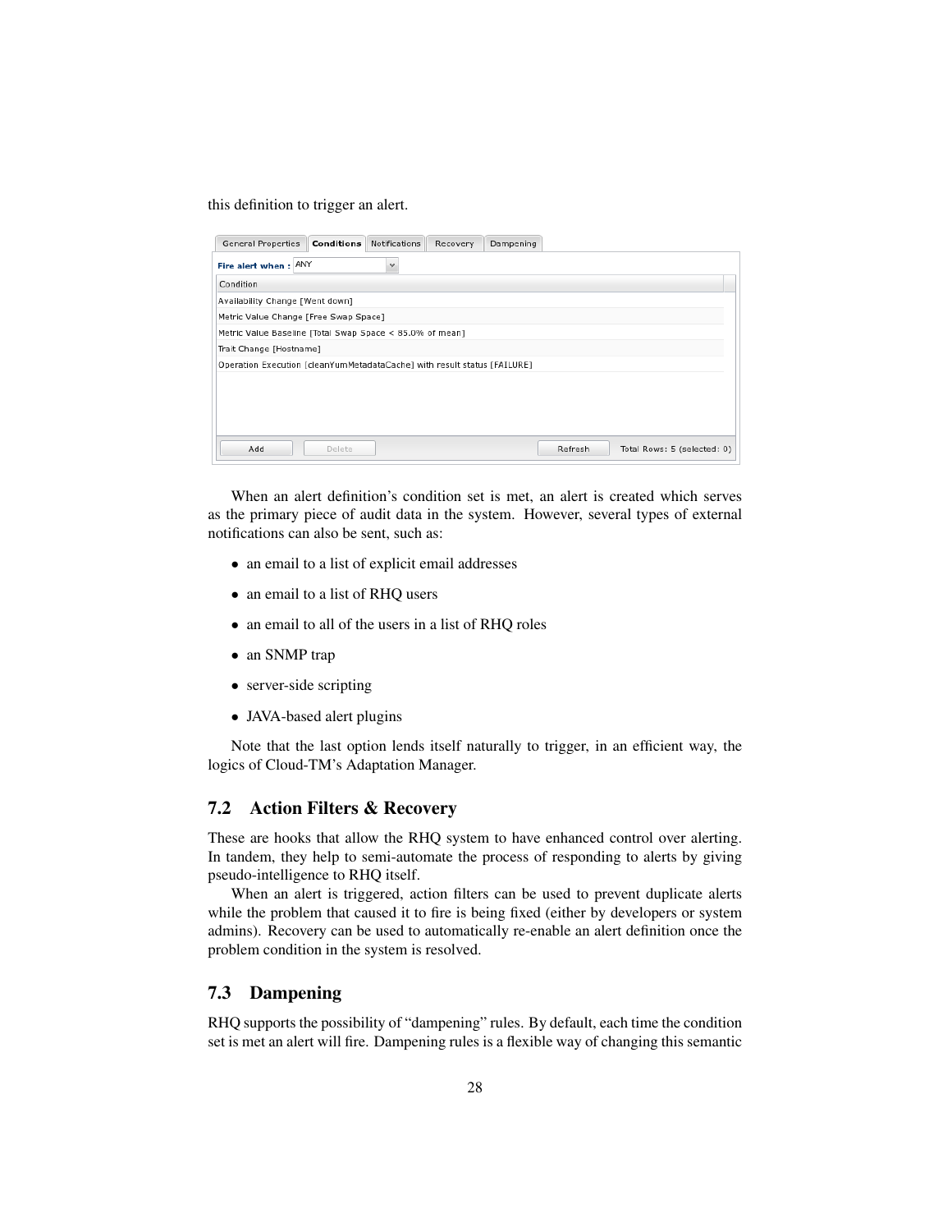this definition to trigger an alert.

| General Properties | Conditions | Notifications | Recovery | Dampening |
|---|---|---|---|---|

Fire alert when : ANY

| Condition |
|---|
| Availability Change [Went down] |
| Metric Value Change [Free Swap Space] |
| Metric Value Baseline [Total Swap Space < 85.0% of mean] |
| Trait Change [Hostname] |
| Operation Execution [cleanYumMetadataCache] with result status [FAILURE] |

Add | Delete | Refresh | Total Rows: 5 (selected: 0)

When an alert definition's condition set is met, an alert is created which serves as the primary piece of audit data in the system. However, several types of external notifications can also be sent, such as:

- an email to a list of explicit email addresses
- an email to a list of RHQ users
- an email to all of the users in a list of RHQ roles
- an SNMP trap
- server-side scripting
- JAVA-based alert plugins

Note that the last option lends itself naturally to trigger, in an efficient way, the logics of Cloud-TM's Adaptation Manager.

## 7.2 Action Filters & Recovery

These are hooks that allow the RHQ system to have enhanced control over alerting. In tandem, they help to semi-automate the process of responding to alerts by giving pseudo-intelligence to RHQ itself.

When an alert is triggered, action filters can be used to prevent duplicate alerts while the problem that caused it to fire is being fixed (either by developers or system admins). Recovery can be used to automatically re-enable an alert definition once the problem condition in the system is resolved.

## 7.3 Dampening

RHQ supports the possibility of "dampening" rules. By default, each time the condition set is met an alert will fire. Dampening rules is a flexible way of changing this semantic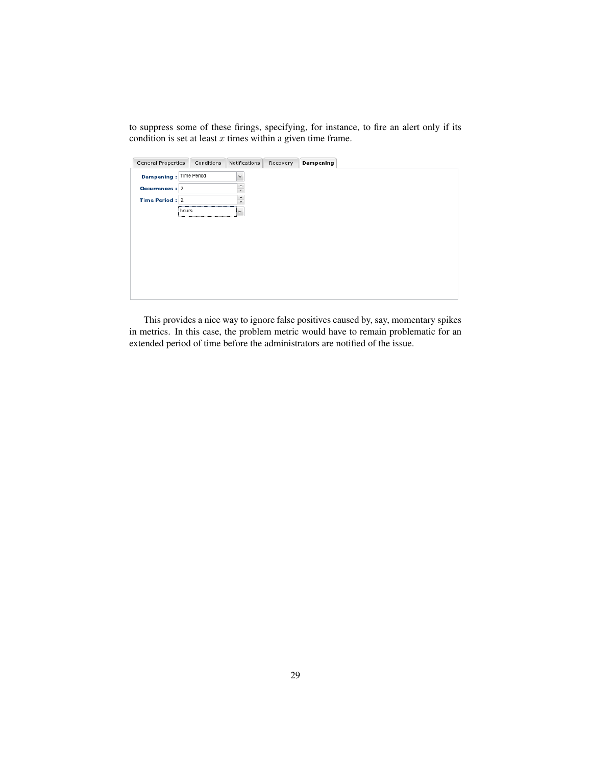to suppress some of these firings, specifying, for instance, to fire an alert only if its condition is set at least $x$ times within a given time frame.

This provides a nice way to ignore false positives caused by, say, momentary spikes in metrics. In this case, the problem metric would have to remain problematic for an extended period of time before the administrators are notified of the issue.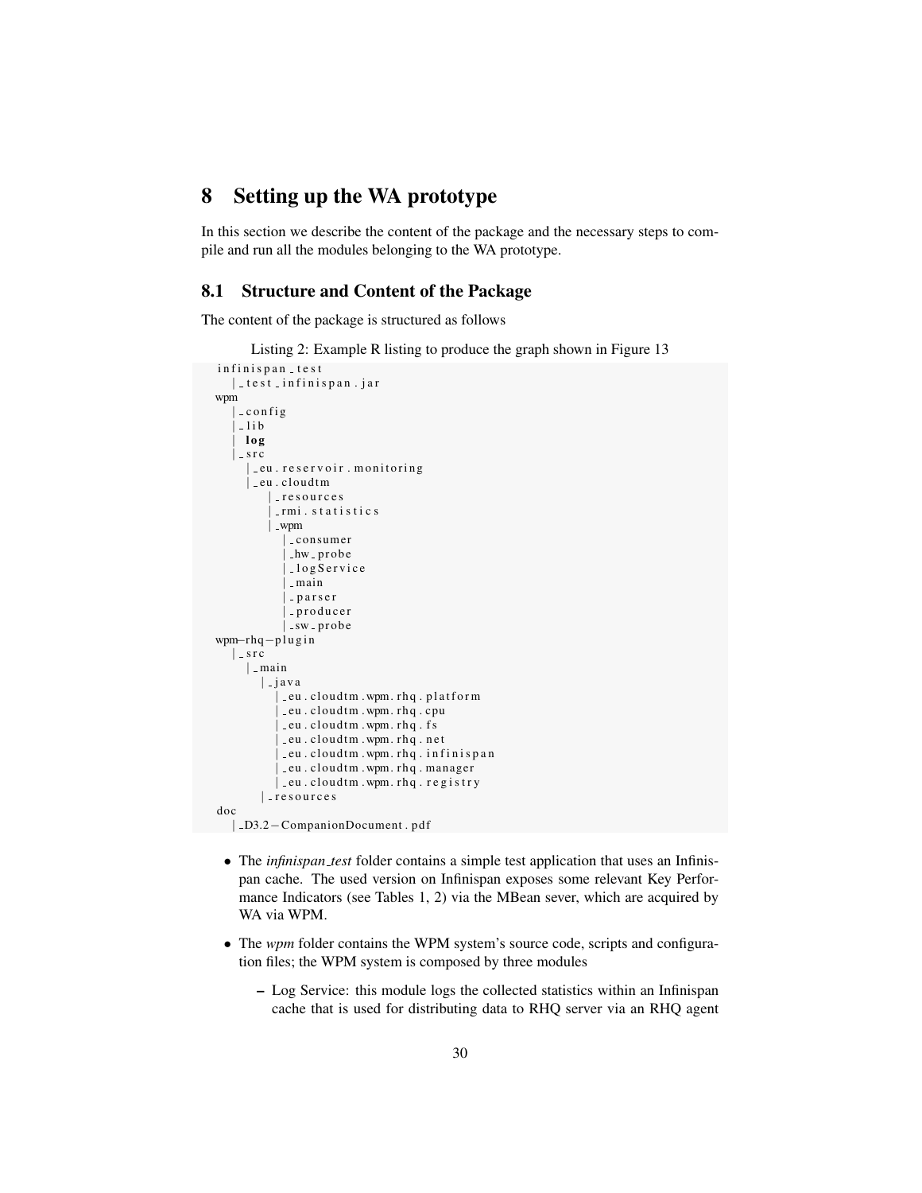# 8 Setting up the WA prototype

In this section we describe the content of the package and the necessary steps to compile and run all the modules belonging to the WA prototype.

## 8.1 Structure and Content of the Package

The content of the package is structured as follows

Listing 2: Example R listing to produce the graph shown in Figure 13

```
infinispan_test
   |_test_infinispan.jar
wpm
   |_config
   |_lib
   | log
   |_src
      |_eu.reservoir.monitoring
      |_eu.cloudtm
         |_resources
         |_rmi.statistics
         |_wpm
            |_consumer
            |_hw_probe
            |_logService
            |_main
            |_parser
            |_producer
            |_sw_probe
wpm-rhq-plugin
   |_src
      |_main
         |_java
            |_eu.cloudtm.wpm.rhq.platform
            |_eu.cloudtm.wpm.rhq.cpu
            |_eu.cloudtm.wpm.rhq.fs
            |_eu.cloudtm.wpm.rhq.net
            |_eu.cloudtm.wpm.rhq.infinispan
            |_eu.cloudtm.wpm.rhq.manager
            |_eu.cloudtm.wpm.rhq.registry
         |_resources
doc
   |_D3.2-CompanionDocument.pdf
```

- The *infinispan_test* folder contains a simple test application that uses an Infinispan cache. The used version on Infinispan exposes some relevant Key Performance Indicators (see Tables 1, 2) via the MBean sever, which are acquired by WA via WPM.
- The *wpm* folder contains the WPM system's source code, scripts and configuration files; the WPM system is composed by three modules
  - Log Service: this module logs the collected statistics within an Infinispan cache that is used for distributing data to RHQ server via an RHQ agent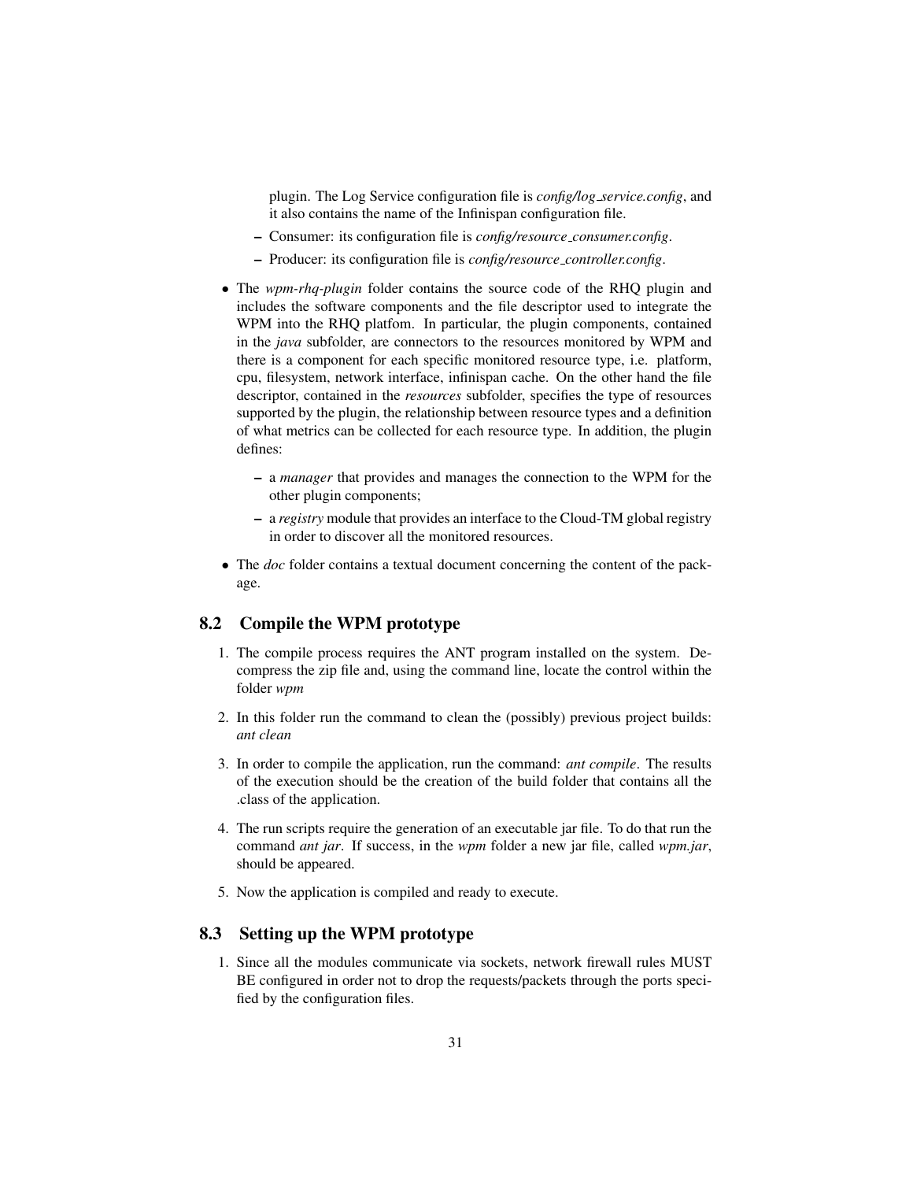plugin. The Log Service configuration file is *config/log_service.config*, and it also contains the name of the Infinispan configuration file.

  - Consumer: its configuration file is *config/resource_consumer.config*.
  - Producer: its configuration file is *config/resource_controller.config*.

- The *wpm-rhq-plugin* folder contains the source code of the RHQ plugin and includes the software components and the file descriptor used to integrate the WPM into the RHQ platfom. In particular, the plugin components, contained in the *java* subfolder, are connectors to the resources monitored by WPM and there is a component for each specific monitored resource type, i.e. platform, cpu, filesystem, network interface, infinispan cache. On the other hand the file descriptor, contained in the *resources* subfolder, specifies the type of resources supported by the plugin, the relationship between resource types and a definition of what metrics can be collected for each resource type. In addition, the plugin defines:
  - a *manager* that provides and manages the connection to the WPM for the other plugin components;
  - a *registry* module that provides an interface to the Cloud-TM global registry in order to discover all the monitored resources.
- The *doc* folder contains a textual document concerning the content of the package.

## 8.2 Compile the WPM prototype

1. The compile process requires the ANT program installed on the system. Decompress the zip file and, using the command line, locate the control within the folder *wpm*
2. In this folder run the command to clean the (possibly) previous project builds: *ant clean*
3. In order to compile the application, run the command: *ant compile*. The results of the execution should be the creation of the build folder that contains all the .class of the application.
4. The run scripts require the generation of an executable jar file. To do that run the command *ant jar*. If success, in the *wpm* folder a new jar file, called *wpm.jar*, should be appeared.
5. Now the application is compiled and ready to execute.

## 8.3 Setting up the WPM prototype

1. Since all the modules communicate via sockets, network firewall rules MUST BE configured in order not to drop the requests/packets through the ports specified by the configuration files.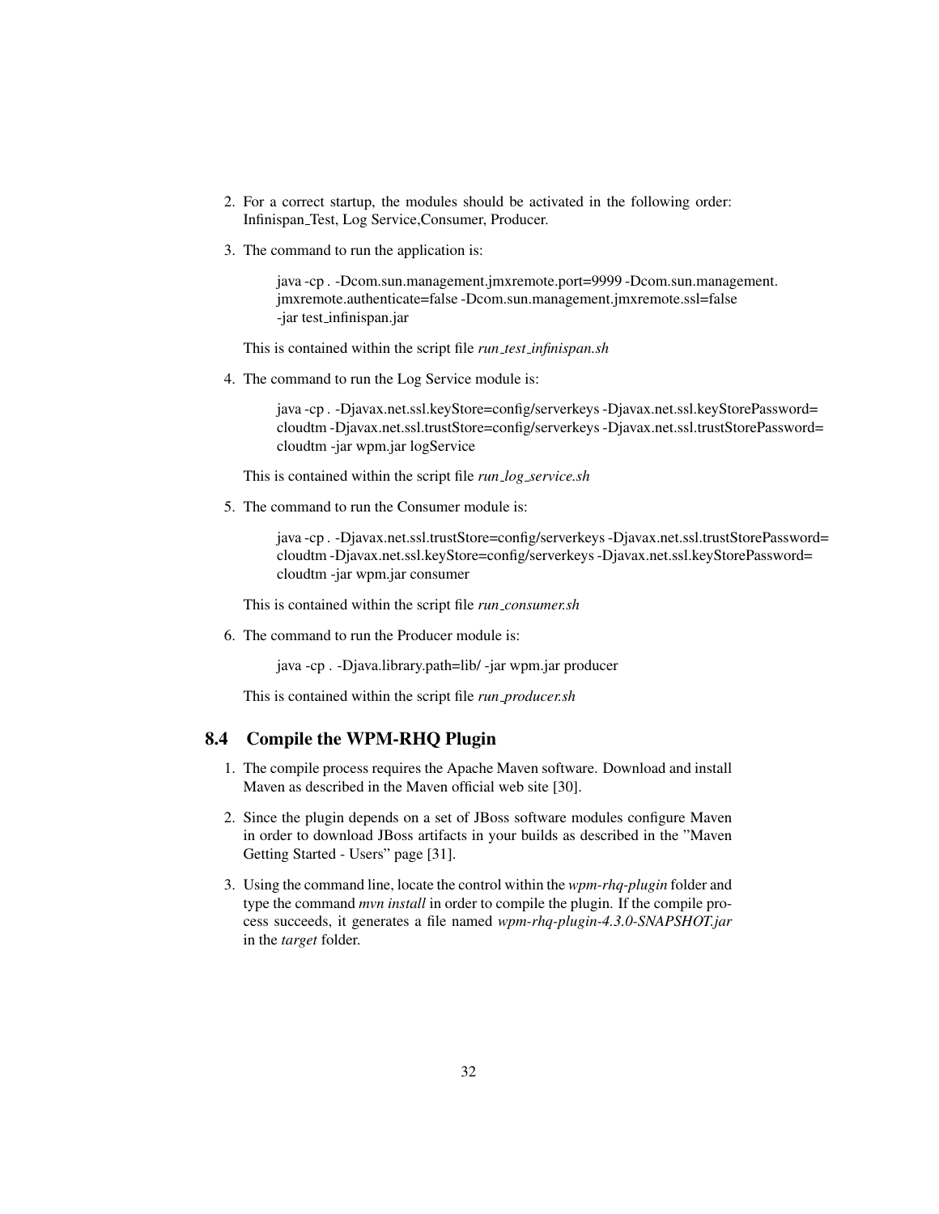2. For a correct startup, the modules should be activated in the following order: Infinispan_Test, Log Service,Consumer, Producer.

3. The command to run the application is:

   ```
   java -cp . -Dcom.sun.management.jmxremote.port=9999 -Dcom.sun.management.
   jmxremote.authenticate=false -Dcom.sun.management.jmxremote.ssl=false
   -jar test_infinispan.jar
   ```

   This is contained within the script file *run_test_infinispan.sh*

4. The command to run the Log Service module is:

   ```
   java -cp . -Djavax.net.ssl.keyStore=config/serverkeys -Djavax.net.ssl.keyStorePassword=
   cloudtm -Djavax.net.ssl.trustStore=config/serverkeys -Djavax.net.ssl.trustStorePassword=
   cloudtm -jar wpm.jar logService
   ```

   This is contained within the script file *run_log_service.sh*

5. The command to run the Consumer module is:

   ```
   java -cp . -Djavax.net.ssl.trustStore=config/serverkeys -Djavax.net.ssl.trustStorePassword=
   cloudtm -Djavax.net.ssl.keyStore=config/serverkeys -Djavax.net.ssl.keyStorePassword=
   cloudtm -jar wpm.jar consumer
   ```

   This is contained within the script file *run_consumer.sh*

6. The command to run the Producer module is:

   ```
   java -cp . -Djava.library.path=lib/ -jar wpm.jar producer
   ```

   This is contained within the script file *run_producer.sh*

## 8.4 Compile the WPM-RHQ Plugin

1. The compile process requires the Apache Maven software. Download and install Maven as described in the Maven official web site [30].

2. Since the plugin depends on a set of JBoss software modules configure Maven in order to download JBoss artifacts in your builds as described in the "Maven Getting Started - Users" page [31].

3. Using the command line, locate the control within the *wpm-rhq-plugin* folder and type the command *mvn install* in order to compile the plugin. If the compile process succeeds, it generates a file named *wpm-rhq-plugin-4.3.0-SNAPSHOT.jar* in the *target* folder.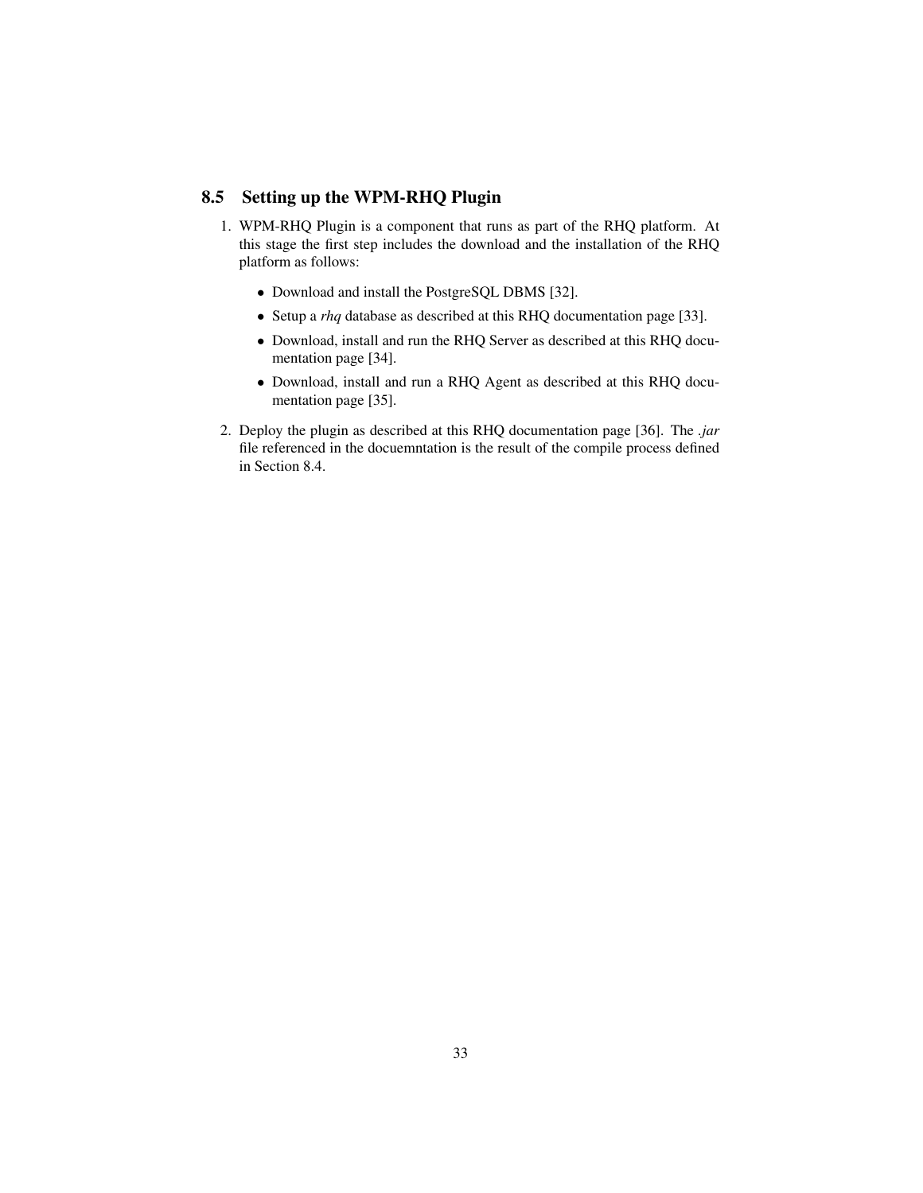## 8.5 Setting up the WPM-RHQ Plugin

1. WPM-RHQ Plugin is a component that runs as part of the RHQ platform. At this stage the first step includes the download and the installation of the RHQ platform as follows:

   - Download and install the PostgreSQL DBMS [32].
   - Setup a *rhq* database as described at this RHQ documentation page [33].
   - Download, install and run the RHQ Server as described at this RHQ documentation page [34].
   - Download, install and run a RHQ Agent as described at this RHQ documentation page [35].

2. Deploy the plugin as described at this RHQ documentation page [36]. The *.jar* file referenced in the docuemntation is the result of the compile process defined in Section 8.4.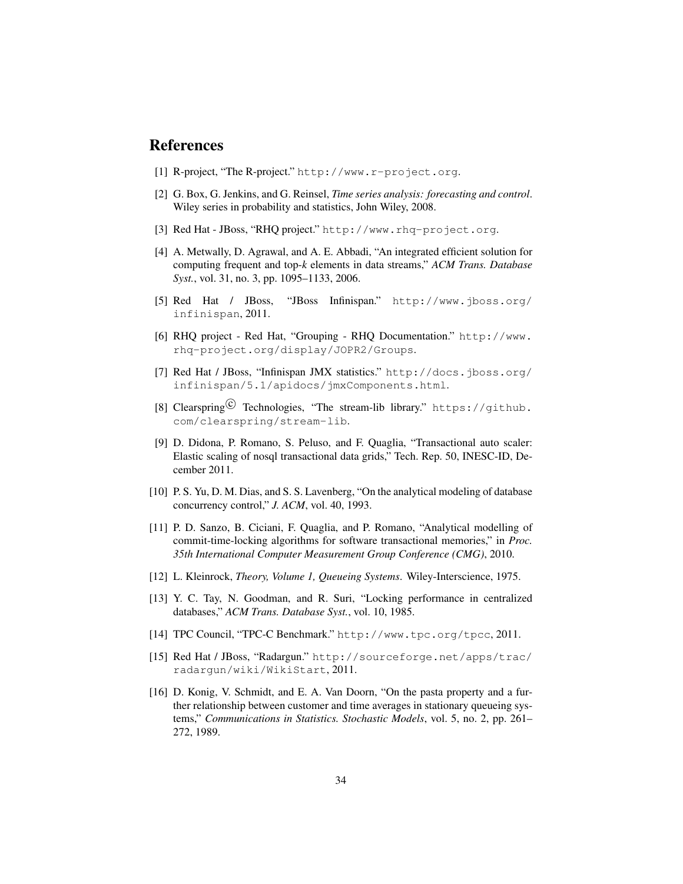## References

[1] R-project, "The R-project." http://www.r-project.org.

[2] G. Box, G. Jenkins, and G. Reinsel, *Time series analysis: forecasting and control*. Wiley series in probability and statistics, John Wiley, 2008.

[3] Red Hat - JBoss, "RHQ project." http://www.rhq-project.org.

[4] A. Metwally, D. Agrawal, and A. E. Abbadi, "An integrated efficient solution for computing frequent and top-*k* elements in data streams," *ACM Trans. Database Syst.*, vol. 31, no. 3, pp. 1095–1133, 2006.

[5] Red Hat / JBoss, "JBoss Infinispan." http://www.jboss.org/infinispan, 2011.

[6] RHQ project - Red Hat, "Grouping - RHQ Documentation." http://www.rhq-project.org/display/JOPR2/Groups.

[7] Red Hat / JBoss, "Infinispan JMX statistics." http://docs.jboss.org/infinispan/5.1/apidocs/jmxComponents.html.

[8] Clearspring© Technologies, "The stream-lib library." https://github.com/clearspring/stream-lib.

[9] D. Didona, P. Romano, S. Peluso, and F. Quaglia, "Transactional auto scaler: Elastic scaling of nosql transactional data grids," Tech. Rep. 50, INESC-ID, December 2011.

[10] P. S. Yu, D. M. Dias, and S. S. Lavenberg, "On the analytical modeling of database concurrency control," *J. ACM*, vol. 40, 1993.

[11] P. D. Sanzo, B. Ciciani, F. Quaglia, and P. Romano, "Analytical modelling of commit-time-locking algorithms for software transactional memories," in *Proc. 35th International Computer Measurement Group Conference (CMG)*, 2010.

[12] L. Kleinrock, *Theory, Volume 1, Queueing Systems*. Wiley-Interscience, 1975.

[13] Y. C. Tay, N. Goodman, and R. Suri, "Locking performance in centralized databases," *ACM Trans. Database Syst.*, vol. 10, 1985.

[14] TPC Council, "TPC-C Benchmark." http://www.tpc.org/tpcc, 2011.

[15] Red Hat / JBoss, "Radargun." http://sourceforge.net/apps/trac/radargun/wiki/WikiStart, 2011.

[16] D. Konig, V. Schmidt, and E. A. Van Doorn, "On the pasta property and a further relationship between customer and time averages in stationary queueing systems," *Communications in Statistics. Stochastic Models*, vol. 5, no. 2, pp. 261–272, 1989.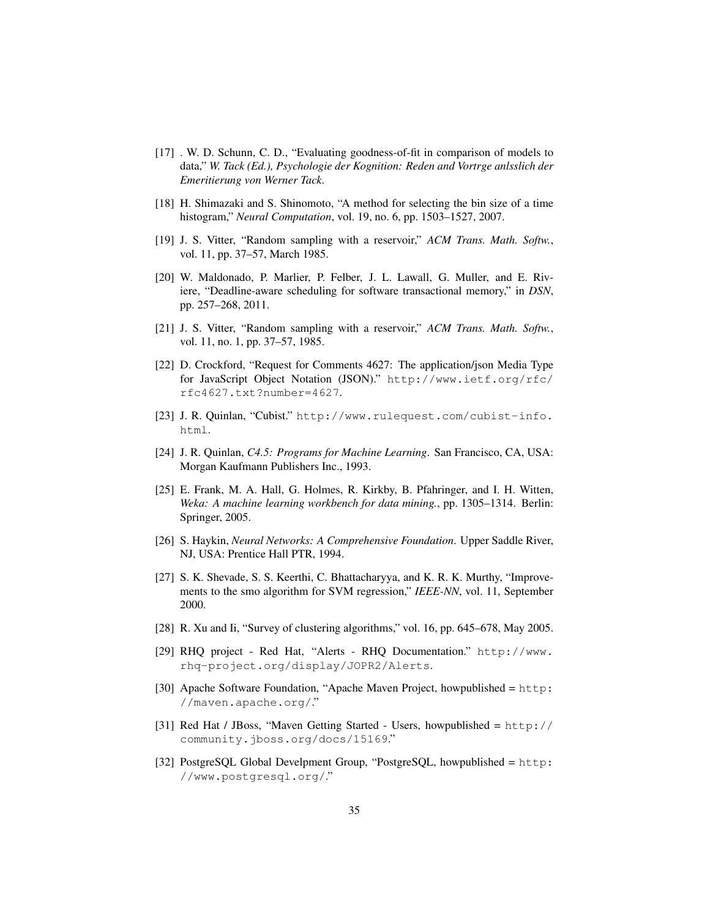[17] . W. D. Schunn, C. D., "Evaluating goodness-of-fit in comparison of models to data," *W. Tack (Ed.), Psychologie der Kognition: Reden and Vortrge anlsslich der Emeritierung von Werner Tack*.

[18] H. Shimazaki and S. Shinomoto, "A method for selecting the bin size of a time histogram," *Neural Computation*, vol. 19, no. 6, pp. 1503–1527, 2007.

[19] J. S. Vitter, "Random sampling with a reservoir," *ACM Trans. Math. Softw.*, vol. 11, pp. 37–57, March 1985.

[20] W. Maldonado, P. Marlier, P. Felber, J. L. Lawall, G. Muller, and E. Riviere, "Deadline-aware scheduling for software transactional memory," in *DSN*, pp. 257–268, 2011.

[21] J. S. Vitter, "Random sampling with a reservoir," *ACM Trans. Math. Softw.*, vol. 11, no. 1, pp. 37–57, 1985.

[22] D. Crockford, "Request for Comments 4627: The application/json Media Type for JavaScript Object Notation (JSON)." `http://www.ietf.org/rfc/rfc4627.txt?number=4627`.

[23] J. R. Quinlan, "Cubist." `http://www.rulequest.com/cubist-info.html`.

[24] J. R. Quinlan, *C4.5: Programs for Machine Learning*. San Francisco, CA, USA: Morgan Kaufmann Publishers Inc., 1993.

[25] E. Frank, M. A. Hall, G. Holmes, R. Kirkby, B. Pfahringer, and I. H. Witten, *Weka: A machine learning workbench for data mining.*, pp. 1305–1314. Berlin: Springer, 2005.

[26] S. Haykin, *Neural Networks: A Comprehensive Foundation*. Upper Saddle River, NJ, USA: Prentice Hall PTR, 1994.

[27] S. K. Shevade, S. S. Keerthi, C. Bhattacharyya, and K. R. K. Murthy, "Improvements to the smo algorithm for SVM regression," *IEEE-NN*, vol. 11, September 2000.

[28] R. Xu and Ii, "Survey of clustering algorithms," vol. 16, pp. 645–678, May 2005.

[29] RHQ project - Red Hat, "Alerts - RHQ Documentation." `http://www.rhq-project.org/display/JOPR2/Alerts`.

[30] Apache Software Foundation, "Apache Maven Project, howpublished = `http://maven.apache.org/`."

[31] Red Hat / JBoss, "Maven Getting Started - Users, howpublished = `http://community.jboss.org/docs/15169`."

[32] PostgreSQL Global Develpment Group, "PostgreSQL, howpublished = `http://www.postgresql.org/`."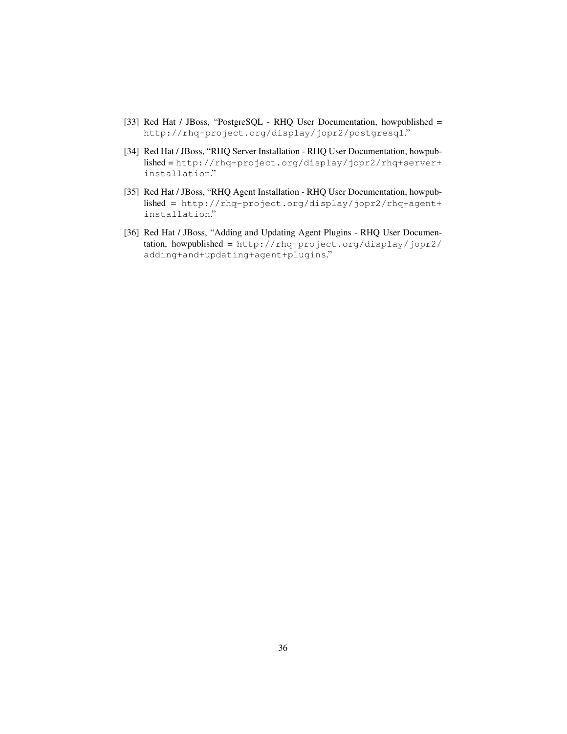[33] Red Hat / JBoss, "PostgreSQL - RHQ User Documentation, howpublished = `http://rhq-project.org/display/jopr2/postgresql`."

[34] Red Hat / JBoss, "RHQ Server Installation - RHQ User Documentation, howpublished = `http://rhq-project.org/display/jopr2/rhq+server+installation`."

[35] Red Hat / JBoss, "RHQ Agent Installation - RHQ User Documentation, howpublished = `http://rhq-project.org/display/jopr2/rhq+agent+installation`."

[36] Red Hat / JBoss, "Adding and Updating Agent Plugins - RHQ User Documentation, howpublished = `http://rhq-project.org/display/jopr2/adding+and+updating+agent+plugins`."